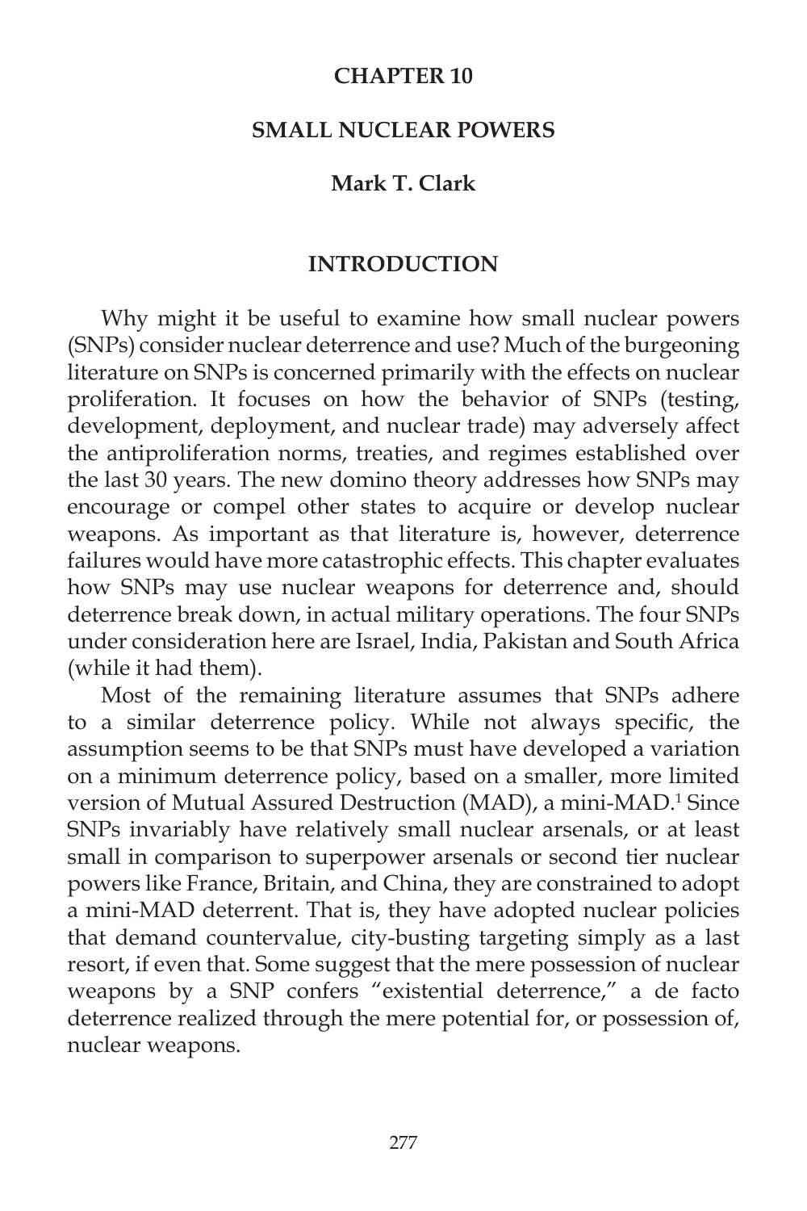# CHAPTER 10

# SMALL NUCLEAR POWERS

### Mark T. Clark

## INTRODUCTION

Why might it be useful to examine how small nuclear powers (SNPs) consider nuclear deterrence and use? Much of the burgeoning literature on SNPs is concerned primarily with the effects on nuclear proliferation. It focuses on how the behavior of SNPs (testing, development, deployment, and nuclear trade) may adversely affect the antiproliferation norms, treaties, and regimes established over the last 30 years. The new domino theory addresses how SNPs may encourage or compel other states to acquire or develop nuclear weapons. As important as that literature is, however, deterrence failures would have more catastrophic effects. This chapter evaluates how SNPs may use nuclear weapons for deterrence and, should deterrence break down, in actual military operations. The four SNPs under consideration here are Israel, India, Pakistan and South Africa (while it had them).

Most of the remaining literature assumes that SNPs adhere to a similar deterrence policy. While not always specific, the assumption seems to be that SNPs must have developed a variation on a minimum deterrence policy, based on a smaller, more limited version of Mutual Assured Destruction (MAD), a mini-MAD.[1] Since SNPs invariably have relatively small nuclear arsenals, or at least small in comparison to superpower arsenals or second tier nuclear powers like France, Britain, and China, they are constrained to adopt a mini-MAD deterrent. That is, they have adopted nuclear policies that demand countervalue, city-busting targeting simply as a last resort, if even that. Some suggest that the mere possession of nuclear weapons by a SNP confers "existential deterrence," a de facto deterrence realized through the mere potential for, or possession of, nuclear weapons.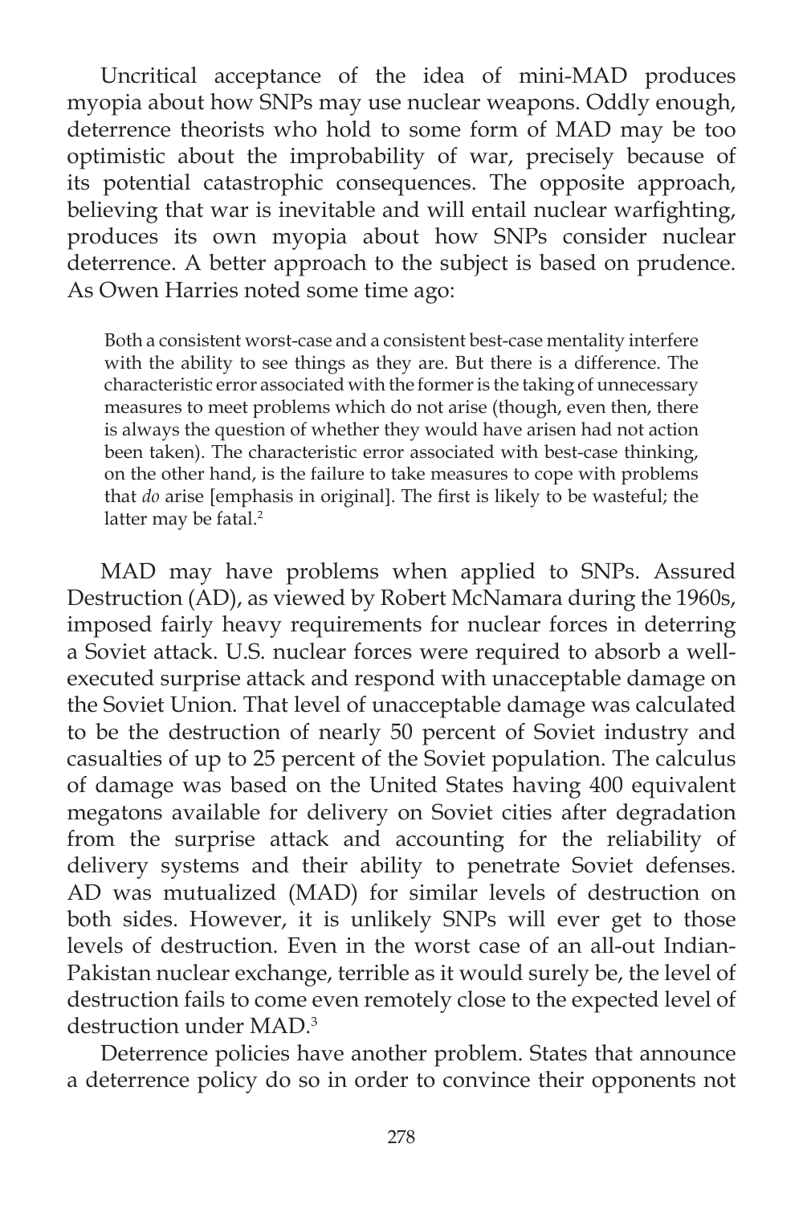Uncritical acceptance of the idea of mini-MAD produces myopia about how SNPs may use nuclear weapons. Oddly enough, deterrence theorists who hold to some form of MAD may be too optimistic about the improbability of war, precisely because of its potential catastrophic consequences. The opposite approach, believing that war is inevitable and will entail nuclear warfighting, produces its own myopia about how SNPs consider nuclear deterrence. A better approach to the subject is based on prudence. As Owen Harries noted some time ago:

> Both a consistent worst-case and a consistent best-case mentality interfere with the ability to see things as they are. But there is a difference. The characteristic error associated with the former is the taking of unnecessary measures to meet problems which do not arise (though, even then, there is always the question of whether they would have arisen had not action been taken). The characteristic error associated with best-case thinking, on the other hand, is the failure to take measures to cope with problems that *do* arise [emphasis in original]. The first is likely to be wasteful; the latter may be fatal.[2]

MAD may have problems when applied to SNPs. Assured Destruction (AD), as viewed by Robert McNamara during the 1960s, imposed fairly heavy requirements for nuclear forces in deterring a Soviet attack. U.S. nuclear forces were required to absorb a well-executed surprise attack and respond with unacceptable damage on the Soviet Union. That level of unacceptable damage was calculated to be the destruction of nearly 50 percent of Soviet industry and casualties of up to 25 percent of the Soviet population. The calculus of damage was based on the United States having 400 equivalent megatons available for delivery on Soviet cities after degradation from the surprise attack and accounting for the reliability of delivery systems and their ability to penetrate Soviet defenses. AD was mutualized (MAD) for similar levels of destruction on both sides. However, it is unlikely SNPs will ever get to those levels of destruction. Even in the worst case of an all-out Indian-Pakistan nuclear exchange, terrible as it would surely be, the level of destruction fails to come even remotely close to the expected level of destruction under MAD.[3]

Deterrence policies have another problem. States that announce a deterrence policy do so in order to convince their opponents not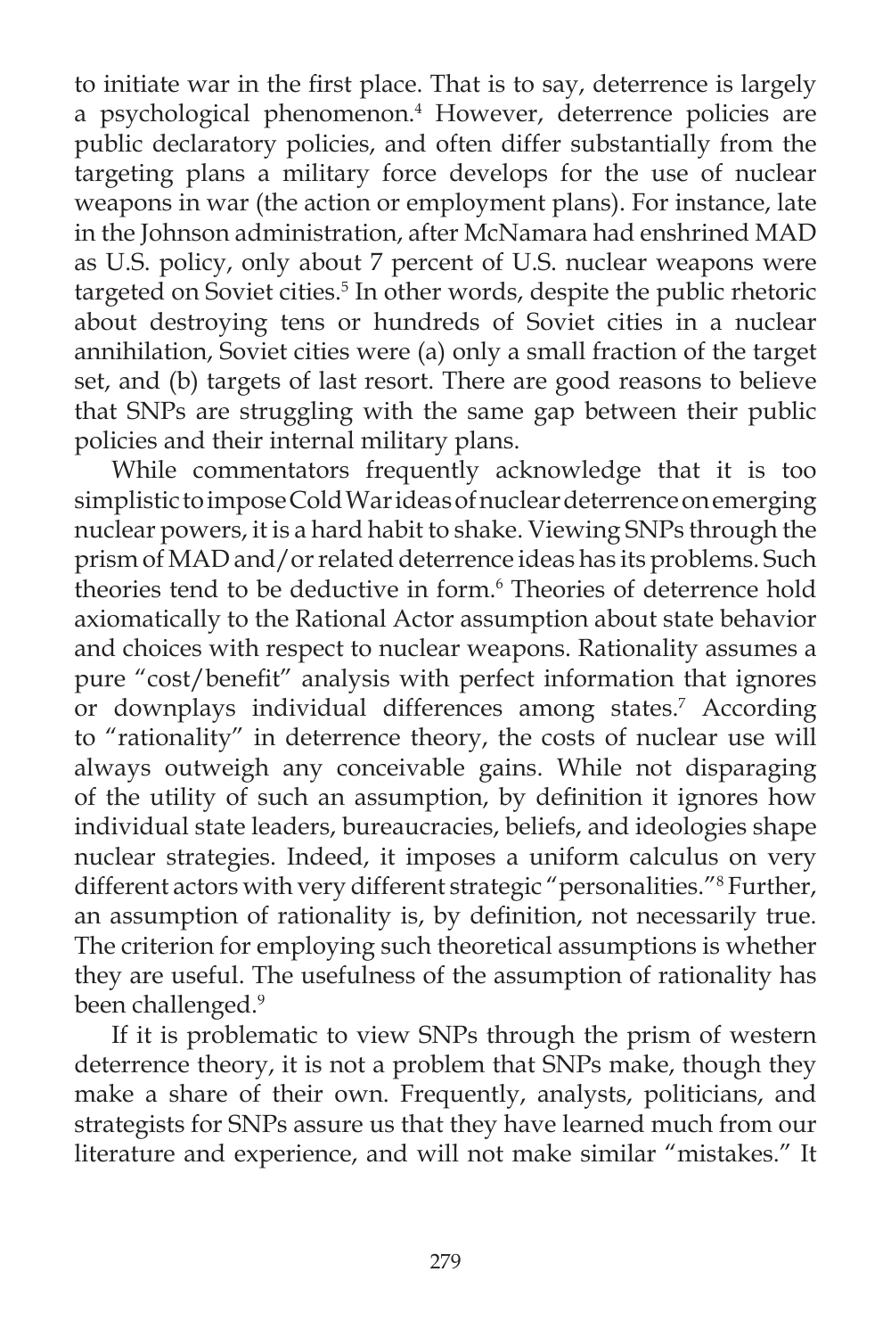to initiate war in the first place. That is to say, deterrence is largely a psychological phenomenon.[4] However, deterrence policies are public declaratory policies, and often differ substantially from the targeting plans a military force develops for the use of nuclear weapons in war (the action or employment plans). For instance, late in the Johnson administration, after McNamara had enshrined MAD as U.S. policy, only about 7 percent of U.S. nuclear weapons were targeted on Soviet cities.[5] In other words, despite the public rhetoric about destroying tens or hundreds of Soviet cities in a nuclear annihilation, Soviet cities were (a) only a small fraction of the target set, and (b) targets of last resort. There are good reasons to believe that SNPs are struggling with the same gap between their public policies and their internal military plans.

While commentators frequently acknowledge that it is too simplistic to impose Cold War ideas of nuclear deterrence on emerging nuclear powers, it is a hard habit to shake. Viewing SNPs through the prism of MAD and/or related deterrence ideas has its problems. Such theories tend to be deductive in form.[6] Theories of deterrence hold axiomatically to the Rational Actor assumption about state behavior and choices with respect to nuclear weapons. Rationality assumes a pure "cost/benefit" analysis with perfect information that ignores or downplays individual differences among states.[7] According to "rationality" in deterrence theory, the costs of nuclear use will always outweigh any conceivable gains. While not disparaging of the utility of such an assumption, by definition it ignores how individual state leaders, bureaucracies, beliefs, and ideologies shape nuclear strategies. Indeed, it imposes a uniform calculus on very different actors with very different strategic "personalities."[8] Further, an assumption of rationality is, by definition, not necessarily true. The criterion for employing such theoretical assumptions is whether they are useful. The usefulness of the assumption of rationality has been challenged.[9]

If it is problematic to view SNPs through the prism of western deterrence theory, it is not a problem that SNPs make, though they make a share of their own. Frequently, analysts, politicians, and strategists for SNPs assure us that they have learned much from our literature and experience, and will not make similar "mistakes." It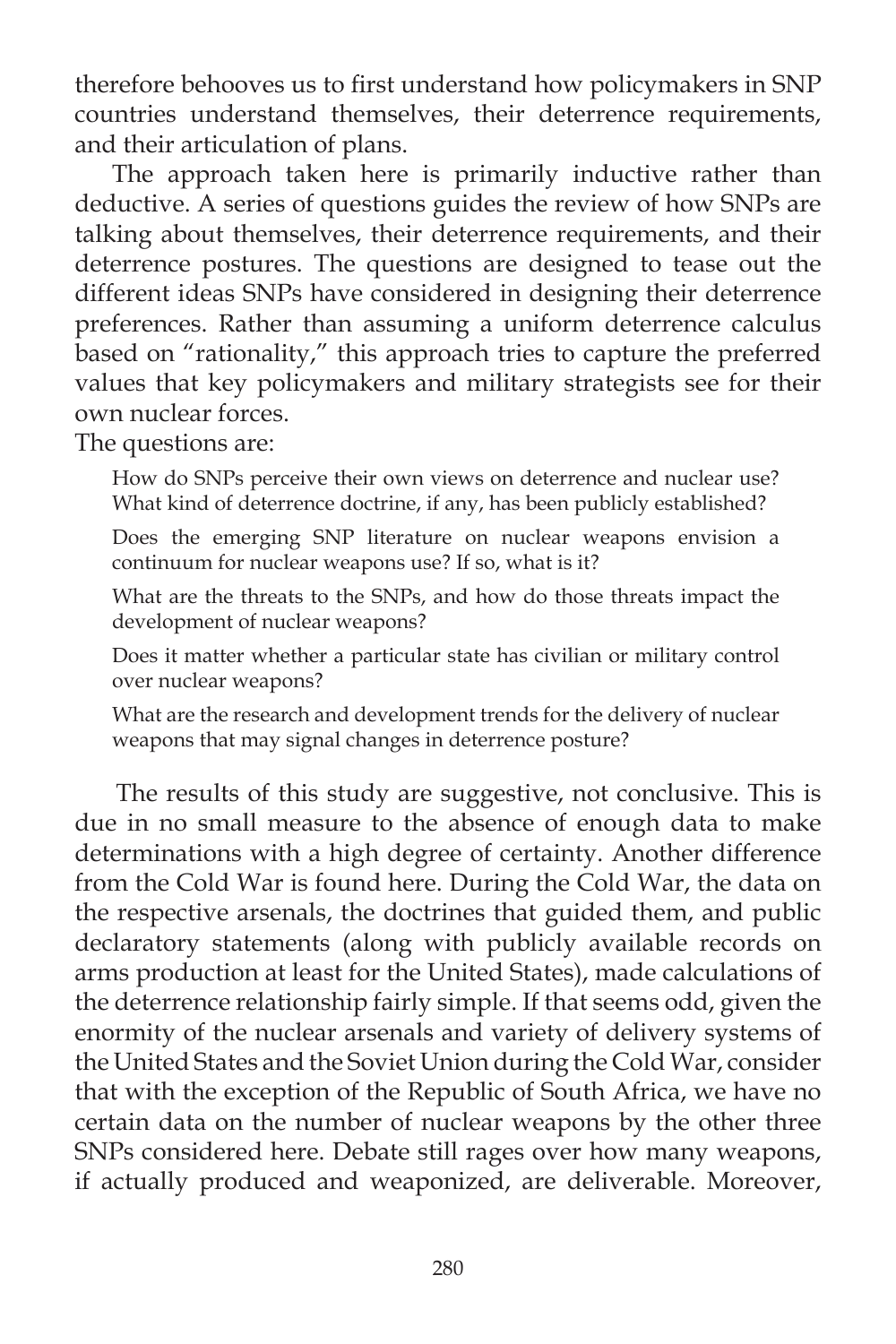therefore behooves us to first understand how policymakers in SNP countries understand themselves, their deterrence requirements, and their articulation of plans.

The approach taken here is primarily inductive rather than deductive. A series of questions guides the review of how SNPs are talking about themselves, their deterrence requirements, and their deterrence postures. The questions are designed to tease out the different ideas SNPs have considered in designing their deterrence preferences. Rather than assuming a uniform deterrence calculus based on "rationality," this approach tries to capture the preferred values that key policymakers and military strategists see for their own nuclear forces.

The questions are:

> How do SNPs perceive their own views on deterrence and nuclear use? What kind of deterrence doctrine, if any, has been publicly established?
>
> Does the emerging SNP literature on nuclear weapons envision a continuum for nuclear weapons use? If so, what is it?
>
> What are the threats to the SNPs, and how do those threats impact the development of nuclear weapons?
>
> Does it matter whether a particular state has civilian or military control over nuclear weapons?
>
> What are the research and development trends for the delivery of nuclear weapons that may signal changes in deterrence posture?

The results of this study are suggestive, not conclusive. This is due in no small measure to the absence of enough data to make determinations with a high degree of certainty. Another difference from the Cold War is found here. During the Cold War, the data on the respective arsenals, the doctrines that guided them, and public declaratory statements (along with publicly available records on arms production at least for the United States), made calculations of the deterrence relationship fairly simple. If that seems odd, given the enormity of the nuclear arsenals and variety of delivery systems of the United States and the Soviet Union during the Cold War, consider that with the exception of the Republic of South Africa, we have no certain data on the number of nuclear weapons by the other three SNPs considered here. Debate still rages over how many weapons, if actually produced and weaponized, are deliverable. Moreover,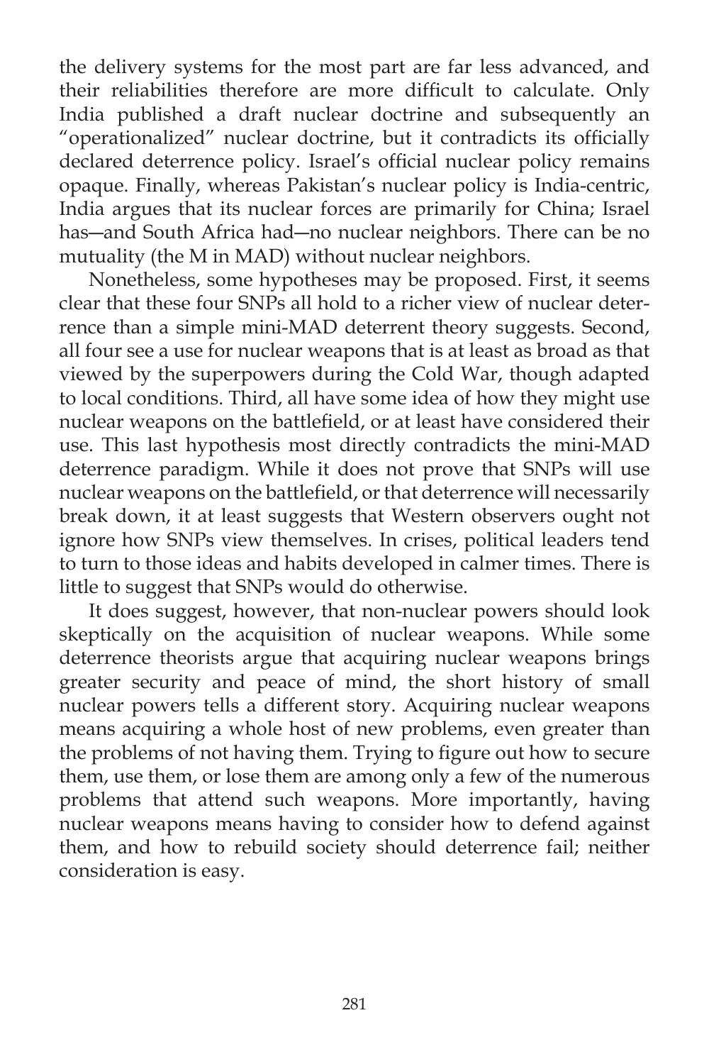the delivery systems for the most part are far less advanced, and their reliabilities therefore are more difficult to calculate. Only India published a draft nuclear doctrine and subsequently an "operationalized" nuclear doctrine, but it contradicts its officially declared deterrence policy. Israel's official nuclear policy remains opaque. Finally, whereas Pakistan's nuclear policy is India-centric, India argues that its nuclear forces are primarily for China; Israel has—and South Africa had—no nuclear neighbors. There can be no mutuality (the M in MAD) without nuclear neighbors.

Nonetheless, some hypotheses may be proposed. First, it seems clear that these four SNPs all hold to a richer view of nuclear deterrence than a simple mini-MAD deterrent theory suggests. Second, all four see a use for nuclear weapons that is at least as broad as that viewed by the superpowers during the Cold War, though adapted to local conditions. Third, all have some idea of how they might use nuclear weapons on the battlefield, or at least have considered their use. This last hypothesis most directly contradicts the mini-MAD deterrence paradigm. While it does not prove that SNPs will use nuclear weapons on the battlefield, or that deterrence will necessarily break down, it at least suggests that Western observers ought not ignore how SNPs view themselves. In crises, political leaders tend to turn to those ideas and habits developed in calmer times. There is little to suggest that SNPs would do otherwise.

It does suggest, however, that non-nuclear powers should look skeptically on the acquisition of nuclear weapons. While some deterrence theorists argue that acquiring nuclear weapons brings greater security and peace of mind, the short history of small nuclear powers tells a different story. Acquiring nuclear weapons means acquiring a whole host of new problems, even greater than the problems of not having them. Trying to figure out how to secure them, use them, or lose them are among only a few of the numerous problems that attend such weapons. More importantly, having nuclear weapons means having to consider how to defend against them, and how to rebuild society should deterrence fail; neither consideration is easy.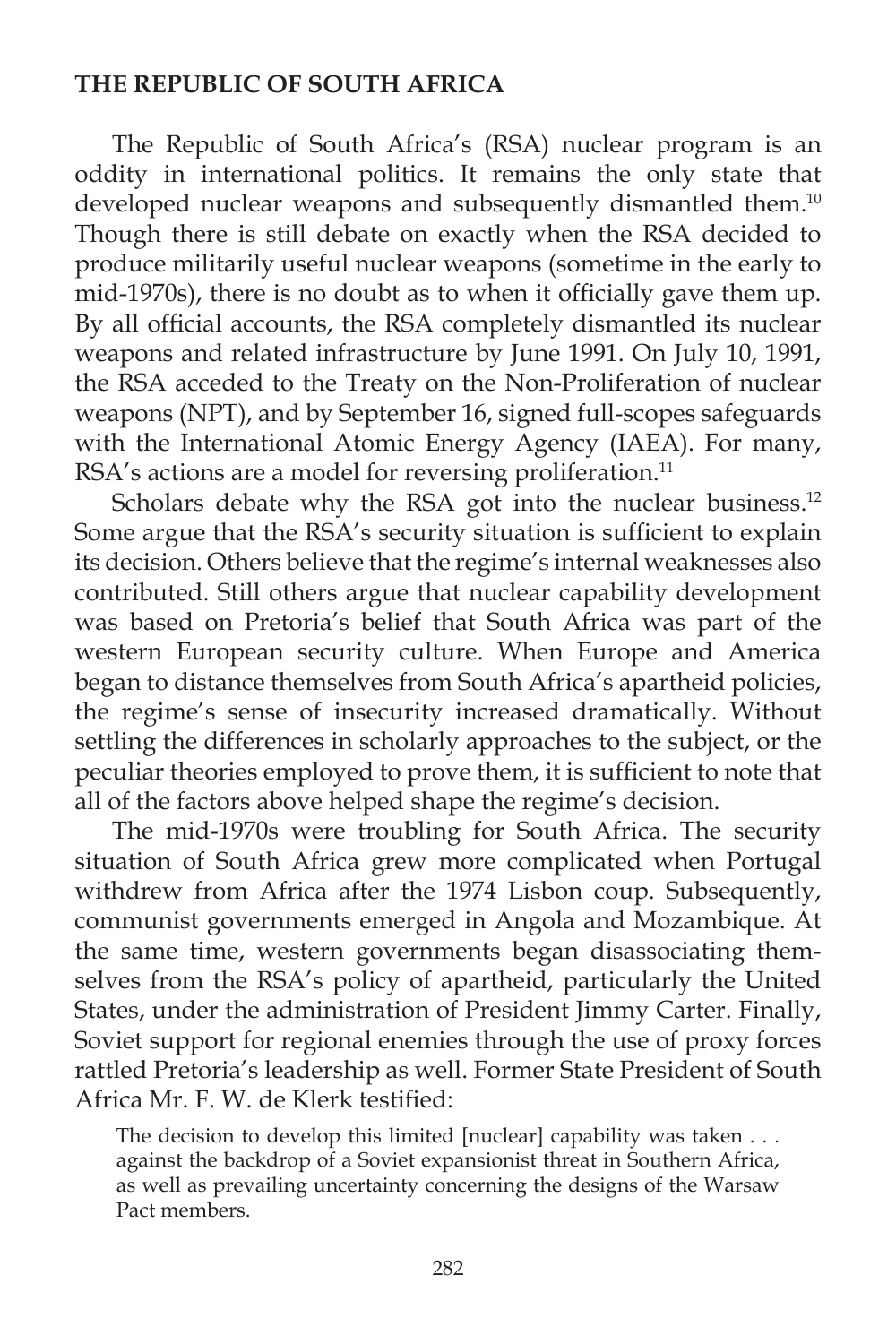## THE REPUBLIC OF SOUTH AFRICA

The Republic of South Africa's (RSA) nuclear program is an oddity in international politics. It remains the only state that developed nuclear weapons and subsequently dismantled them.[10] Though there is still debate on exactly when the RSA decided to produce militarily useful nuclear weapons (sometime in the early to mid-1970s), there is no doubt as to when it officially gave them up. By all official accounts, the RSA completely dismantled its nuclear weapons and related infrastructure by June 1991. On July 10, 1991, the RSA acceded to the Treaty on the Non-Proliferation of nuclear weapons (NPT), and by September 16, signed full-scopes safeguards with the International Atomic Energy Agency (IAEA). For many, RSA's actions are a model for reversing proliferation.[11]

Scholars debate why the RSA got into the nuclear business.[12] Some argue that the RSA's security situation is sufficient to explain its decision. Others believe that the regime's internal weaknesses also contributed. Still others argue that nuclear capability development was based on Pretoria's belief that South Africa was part of the western European security culture. When Europe and America began to distance themselves from South Africa's apartheid policies, the regime's sense of insecurity increased dramatically. Without settling the differences in scholarly approaches to the subject, or the peculiar theories employed to prove them, it is sufficient to note that all of the factors above helped shape the regime's decision.

The mid-1970s were troubling for South Africa. The security situation of South Africa grew more complicated when Portugal withdrew from Africa after the 1974 Lisbon coup. Subsequently, communist governments emerged in Angola and Mozambique. At the same time, western governments began disassociating themselves from the RSA's policy of apartheid, particularly the United States, under the administration of President Jimmy Carter. Finally, Soviet support for regional enemies through the use of proxy forces rattled Pretoria's leadership as well. Former State President of South Africa Mr. F. W. de Klerk testified:

> The decision to develop this limited [nuclear] capability was taken . . . against the backdrop of a Soviet expansionist threat in Southern Africa, as well as prevailing uncertainty concerning the designs of the Warsaw Pact members.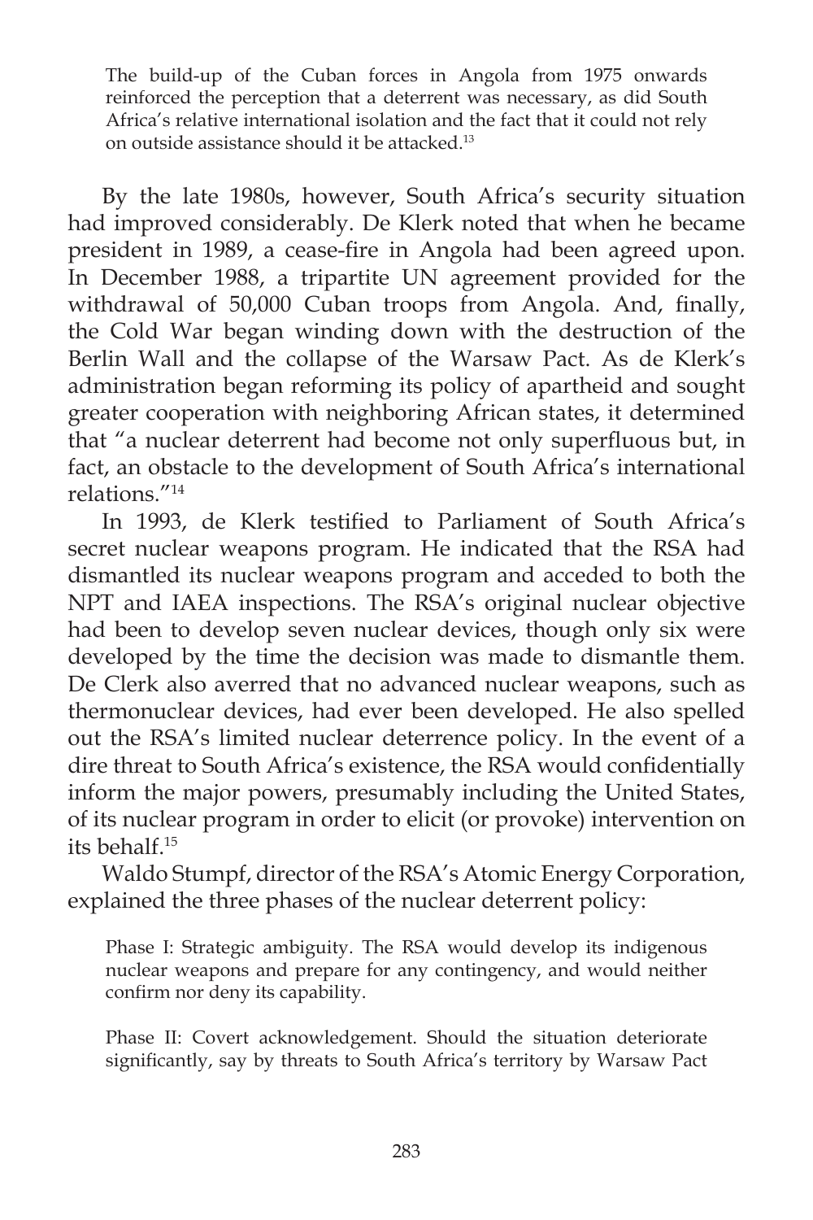> The build-up of the Cuban forces in Angola from 1975 onwards reinforced the perception that a deterrent was necessary, as did South Africa's relative international isolation and the fact that it could not rely on outside assistance should it be attacked.[13]

By the late 1980s, however, South Africa's security situation had improved considerably. De Klerk noted that when he became president in 1989, a cease-fire in Angola had been agreed upon. In December 1988, a tripartite UN agreement provided for the withdrawal of 50,000 Cuban troops from Angola. And, finally, the Cold War began winding down with the destruction of the Berlin Wall and the collapse of the Warsaw Pact. As de Klerk's administration began reforming its policy of apartheid and sought greater cooperation with neighboring African states, it determined that "a nuclear deterrent had become not only superfluous but, in fact, an obstacle to the development of South Africa's international relations."[14]

In 1993, de Klerk testified to Parliament of South Africa's secret nuclear weapons program. He indicated that the RSA had dismantled its nuclear weapons program and acceded to both the NPT and IAEA inspections. The RSA's original nuclear objective had been to develop seven nuclear devices, though only six were developed by the time the decision was made to dismantle them. De Clerk also averred that no advanced nuclear weapons, such as thermonuclear devices, had ever been developed. He also spelled out the RSA's limited nuclear deterrence policy. In the event of a dire threat to South Africa's existence, the RSA would confidentially inform the major powers, presumably including the United States, of its nuclear program in order to elicit (or provoke) intervention on its behalf.[15]

Waldo Stumpf, director of the RSA's Atomic Energy Corporation, explained the three phases of the nuclear deterrent policy:

> Phase I: Strategic ambiguity. The RSA would develop its indigenous nuclear weapons and prepare for any contingency, and would neither confirm nor deny its capability.
>
> Phase II: Covert acknowledgement. Should the situation deteriorate significantly, say by threats to South Africa's territory by Warsaw Pact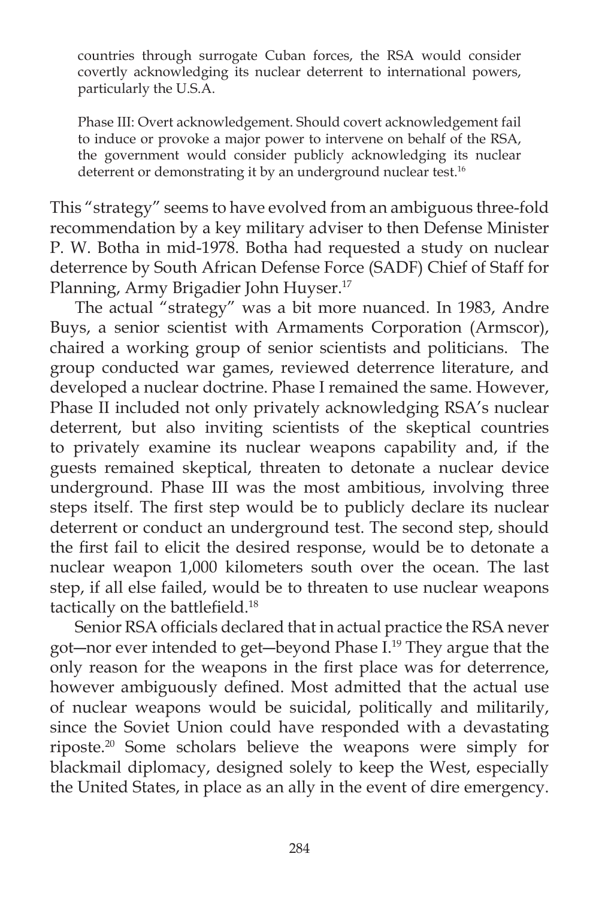> countries through surrogate Cuban forces, the RSA would consider covertly acknowledging its nuclear deterrent to international powers, particularly the U.S.A.
>
> Phase III: Overt acknowledgement. Should covert acknowledgement fail to induce or provoke a major power to intervene on behalf of the RSA, the government would consider publicly acknowledging its nuclear deterrent or demonstrating it by an underground nuclear test.[16]

This "strategy" seems to have evolved from an ambiguous three-fold recommendation by a key military adviser to then Defense Minister P. W. Botha in mid-1978. Botha had requested a study on nuclear deterrence by South African Defense Force (SADF) Chief of Staff for Planning, Army Brigadier John Huyser.[17]

The actual "strategy" was a bit more nuanced. In 1983, Andre Buys, a senior scientist with Armaments Corporation (Armscor), chaired a working group of senior scientists and politicians. The group conducted war games, reviewed deterrence literature, and developed a nuclear doctrine. Phase I remained the same. However, Phase II included not only privately acknowledging RSA's nuclear deterrent, but also inviting scientists of the skeptical countries to privately examine its nuclear weapons capability and, if the guests remained skeptical, threaten to detonate a nuclear device underground. Phase III was the most ambitious, involving three steps itself. The first step would be to publicly declare its nuclear deterrent or conduct an underground test. The second step, should the first fail to elicit the desired response, would be to detonate a nuclear weapon 1,000 kilometers south over the ocean. The last step, if all else failed, would be to threaten to use nuclear weapons tactically on the battlefield.[18]

Senior RSA officials declared that in actual practice the RSA never got—nor ever intended to get—beyond Phase I.[19] They argue that the only reason for the weapons in the first place was for deterrence, however ambiguously defined. Most admitted that the actual use of nuclear weapons would be suicidal, politically and militarily, since the Soviet Union could have responded with a devastating riposte.[20] Some scholars believe the weapons were simply for blackmail diplomacy, designed solely to keep the West, especially the United States, in place as an ally in the event of dire emergency.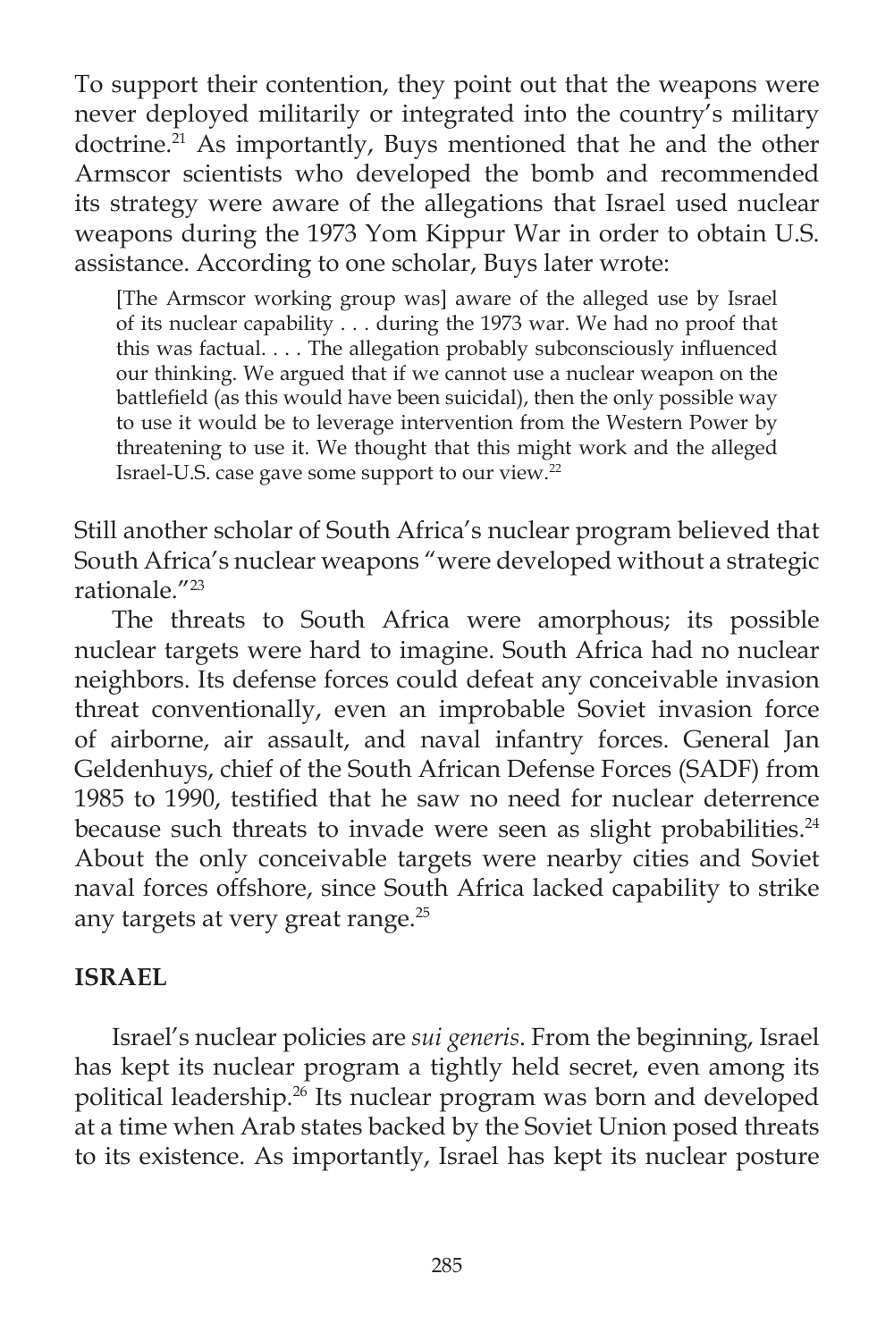To support their contention, they point out that the weapons were never deployed militarily or integrated into the country's military doctrine.[21] As importantly, Buys mentioned that he and the other Armscor scientists who developed the bomb and recommended its strategy were aware of the allegations that Israel used nuclear weapons during the 1973 Yom Kippur War in order to obtain U.S. assistance. According to one scholar, Buys later wrote:

> [The Armscor working group was] aware of the alleged use by Israel of its nuclear capability . . . during the 1973 war. We had no proof that this was factual. . . . The allegation probably subconsciously influenced our thinking. We argued that if we cannot use a nuclear weapon on the battlefield (as this would have been suicidal), then the only possible way to use it would be to leverage intervention from the Western Power by threatening to use it. We thought that this might work and the alleged Israel-U.S. case gave some support to our view.[22]

Still another scholar of South Africa's nuclear program believed that South Africa's nuclear weapons "were developed without a strategic rationale."[23]

The threats to South Africa were amorphous; its possible nuclear targets were hard to imagine. South Africa had no nuclear neighbors. Its defense forces could defeat any conceivable invasion threat conventionally, even an improbable Soviet invasion force of airborne, air assault, and naval infantry forces. General Jan Geldenhuys, chief of the South African Defense Forces (SADF) from 1985 to 1990, testified that he saw no need for nuclear deterrence because such threats to invade were seen as slight probabilities.[24] About the only conceivable targets were nearby cities and Soviet naval forces offshore, since South Africa lacked capability to strike any targets at very great range.[25]

## ISRAEL

Israel's nuclear policies are *sui generis*. From the beginning, Israel has kept its nuclear program a tightly held secret, even among its political leadership.[26] Its nuclear program was born and developed at a time when Arab states backed by the Soviet Union posed threats to its existence. As importantly, Israel has kept its nuclear posture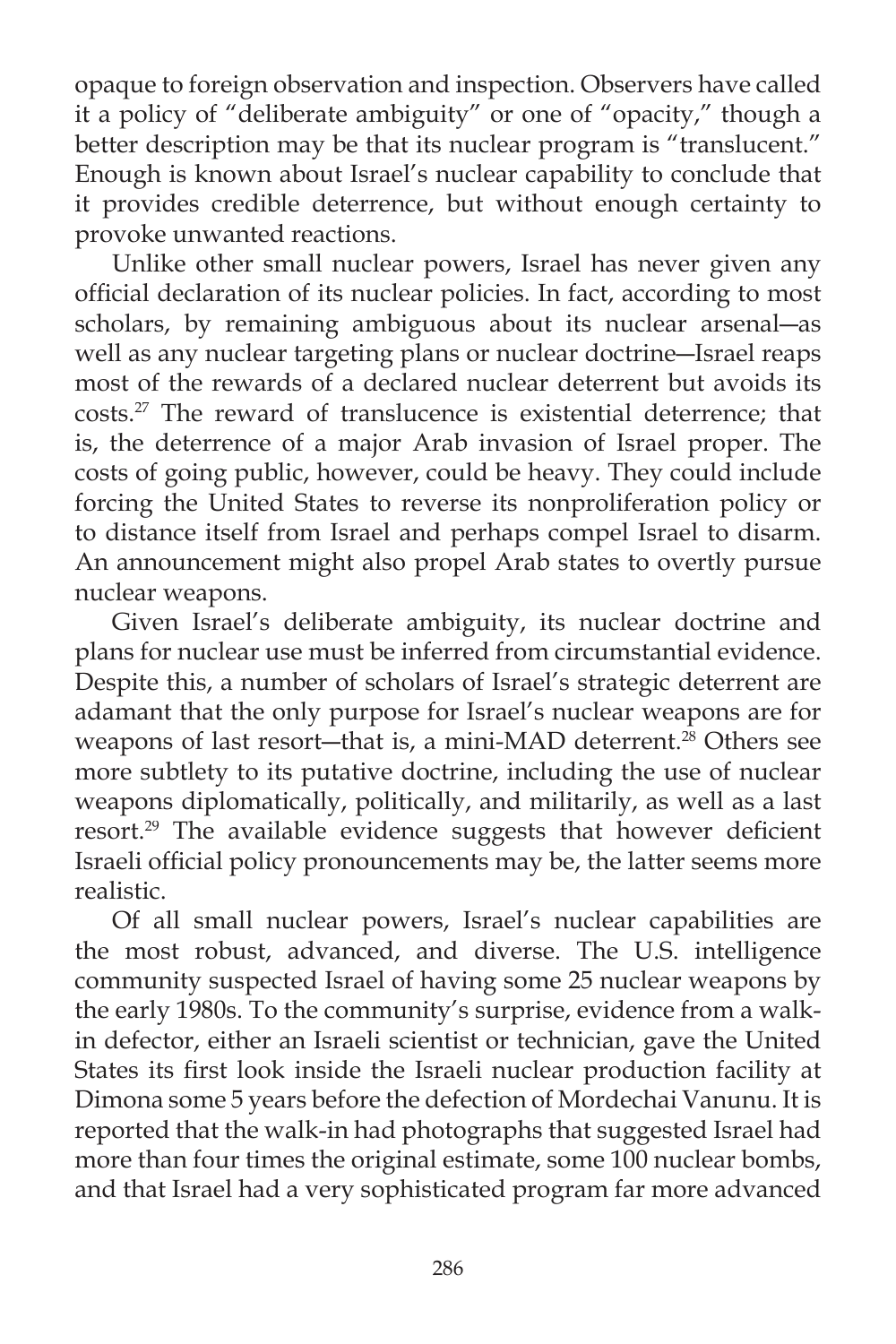opaque to foreign observation and inspection. Observers have called it a policy of "deliberate ambiguity" or one of "opacity," though a better description may be that its nuclear program is "translucent." Enough is known about Israel's nuclear capability to conclude that it provides credible deterrence, but without enough certainty to provoke unwanted reactions.

Unlike other small nuclear powers, Israel has never given any official declaration of its nuclear policies. In fact, according to most scholars, by remaining ambiguous about its nuclear arsenal—as well as any nuclear targeting plans or nuclear doctrine—Israel reaps most of the rewards of a declared nuclear deterrent but avoids its costs.[27] The reward of translucence is existential deterrence; that is, the deterrence of a major Arab invasion of Israel proper. The costs of going public, however, could be heavy. They could include forcing the United States to reverse its nonproliferation policy or to distance itself from Israel and perhaps compel Israel to disarm. An announcement might also propel Arab states to overtly pursue nuclear weapons.

Given Israel's deliberate ambiguity, its nuclear doctrine and plans for nuclear use must be inferred from circumstantial evidence. Despite this, a number of scholars of Israel's strategic deterrent are adamant that the only purpose for Israel's nuclear weapons are for weapons of last resort—that is, a mini-MAD deterrent.[28] Others see more subtlety to its putative doctrine, including the use of nuclear weapons diplomatically, politically, and militarily, as well as a last resort.[29] The available evidence suggests that however deficient Israeli official policy pronouncements may be, the latter seems more realistic.

Of all small nuclear powers, Israel's nuclear capabilities are the most robust, advanced, and diverse. The U.S. intelligence community suspected Israel of having some 25 nuclear weapons by the early 1980s. To the community's surprise, evidence from a walk-in defector, either an Israeli scientist or technician, gave the United States its first look inside the Israeli nuclear production facility at Dimona some 5 years before the defection of Mordechai Vanunu. It is reported that the walk-in had photographs that suggested Israel had more than four times the original estimate, some 100 nuclear bombs, and that Israel had a very sophisticated program far more advanced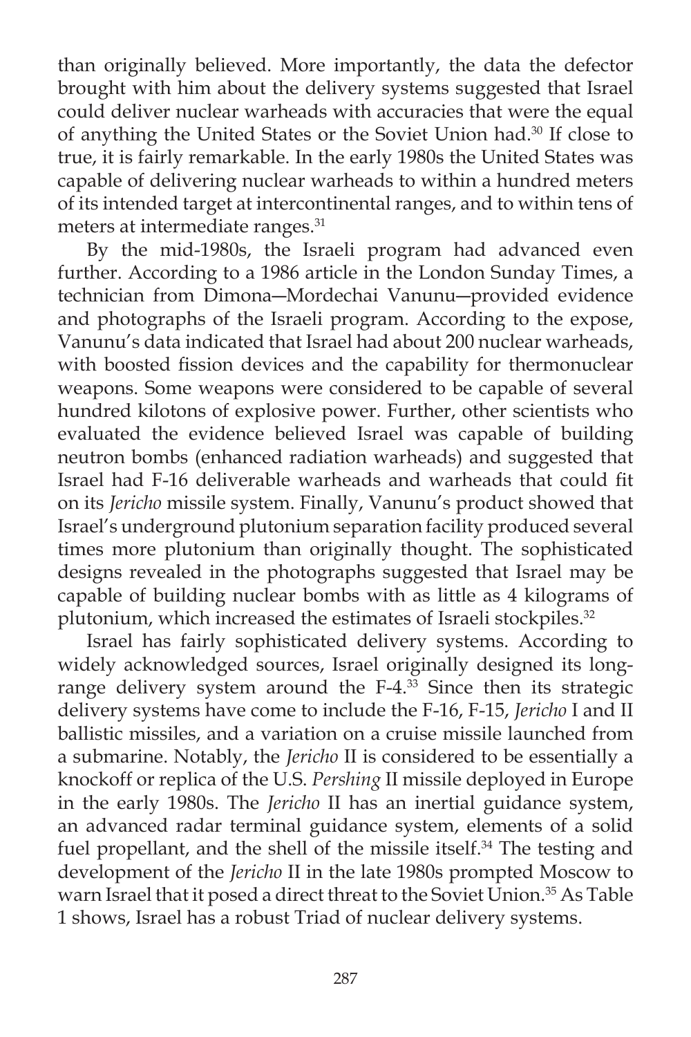than originally believed. More importantly, the data the defector brought with him about the delivery systems suggested that Israel could deliver nuclear warheads with accuracies that were the equal of anything the United States or the Soviet Union had.[30] If close to true, it is fairly remarkable. In the early 1980s the United States was capable of delivering nuclear warheads to within a hundred meters of its intended target at intercontinental ranges, and to within tens of meters at intermediate ranges.[31]

By the mid-1980s, the Israeli program had advanced even further. According to a 1986 article in the London Sunday Times, a technician from Dimona—Mordechai Vanunu—provided evidence and photographs of the Israeli program. According to the expose, Vanunu's data indicated that Israel had about 200 nuclear warheads, with boosted fission devices and the capability for thermonuclear weapons. Some weapons were considered to be capable of several hundred kilotons of explosive power. Further, other scientists who evaluated the evidence believed Israel was capable of building neutron bombs (enhanced radiation warheads) and suggested that Israel had F-16 deliverable warheads and warheads that could fit on its *Jericho* missile system. Finally, Vanunu's product showed that Israel's underground plutonium separation facility produced several times more plutonium than originally thought. The sophisticated designs revealed in the photographs suggested that Israel may be capable of building nuclear bombs with as little as 4 kilograms of plutonium, which increased the estimates of Israeli stockpiles.[32]

Israel has fairly sophisticated delivery systems. According to widely acknowledged sources, Israel originally designed its long-range delivery system around the F-4.[33] Since then its strategic delivery systems have come to include the F-16, F-15, *Jericho* I and II ballistic missiles, and a variation on a cruise missile launched from a submarine. Notably, the *Jericho* II is considered to be essentially a knockoff or replica of the U.S. *Pershing* II missile deployed in Europe in the early 1980s. The *Jericho* II has an inertial guidance system, an advanced radar terminal guidance system, elements of a solid fuel propellant, and the shell of the missile itself.[34] The testing and development of the *Jericho* II in the late 1980s prompted Moscow to warn Israel that it posed a direct threat to the Soviet Union.[35] As Table 1 shows, Israel has a robust Triad of nuclear delivery systems.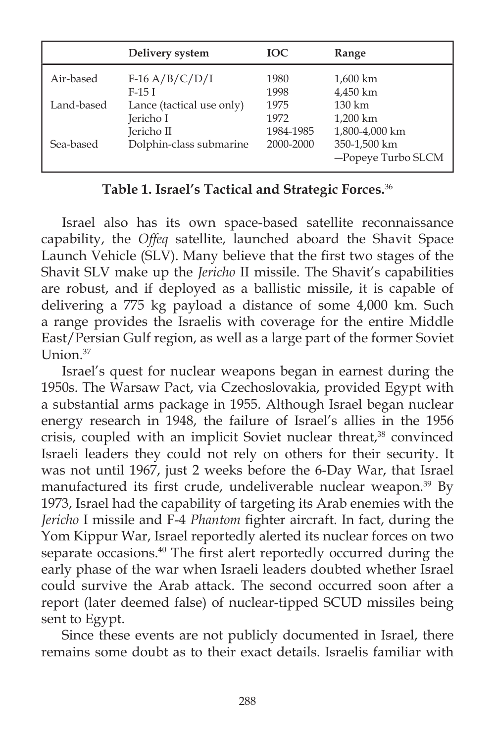| | Delivery system | IOC | Range |
|---|---|---|---|
| Air-based | F-16 A/B/C/D/I | 1980 | 1,600 km |
| | F-15 I | 1998 | 4,450 km |
| Land-based | Lance (tactical use only) | 1975 | 130 km |
| | Jericho I | 1972 | 1,200 km |
| | Jericho II | 1984-1985 | 1,800-4,000 km |
| Sea-based | Dolphin-class submarine | 2000-2000 | 350-1,500 km —Popeye Turbo SLCM |

**Table 1. Israel's Tactical and Strategic Forces.**[36]

Israel also has its own space-based satellite reconnaissance capability, the *Offeq* satellite, launched aboard the Shavit Space Launch Vehicle (SLV). Many believe that the first two stages of the Shavit SLV make up the *Jericho* II missile. The Shavit's capabilities are robust, and if deployed as a ballistic missile, it is capable of delivering a 775 kg payload a distance of some 4,000 km. Such a range provides the Israelis with coverage for the entire Middle East/Persian Gulf region, as well as a large part of the former Soviet Union.[37]

Israel's quest for nuclear weapons began in earnest during the 1950s. The Warsaw Pact, via Czechoslovakia, provided Egypt with a substantial arms package in 1955. Although Israel began nuclear energy research in 1948, the failure of Israel's allies in the 1956 crisis, coupled with an implicit Soviet nuclear threat,[38] convinced Israeli leaders they could not rely on others for their security. It was not until 1967, just 2 weeks before the 6-Day War, that Israel manufactured its first crude, undeliverable nuclear weapon.[39] By 1973, Israel had the capability of targeting its Arab enemies with the *Jericho* I missile and F-4 *Phantom* fighter aircraft. In fact, during the Yom Kippur War, Israel reportedly alerted its nuclear forces on two separate occasions.[40] The first alert reportedly occurred during the early phase of the war when Israeli leaders doubted whether Israel could survive the Arab attack. The second occurred soon after a report (later deemed false) of nuclear-tipped SCUD missiles being sent to Egypt.

Since these events are not publicly documented in Israel, there remains some doubt as to their exact details. Israelis familiar with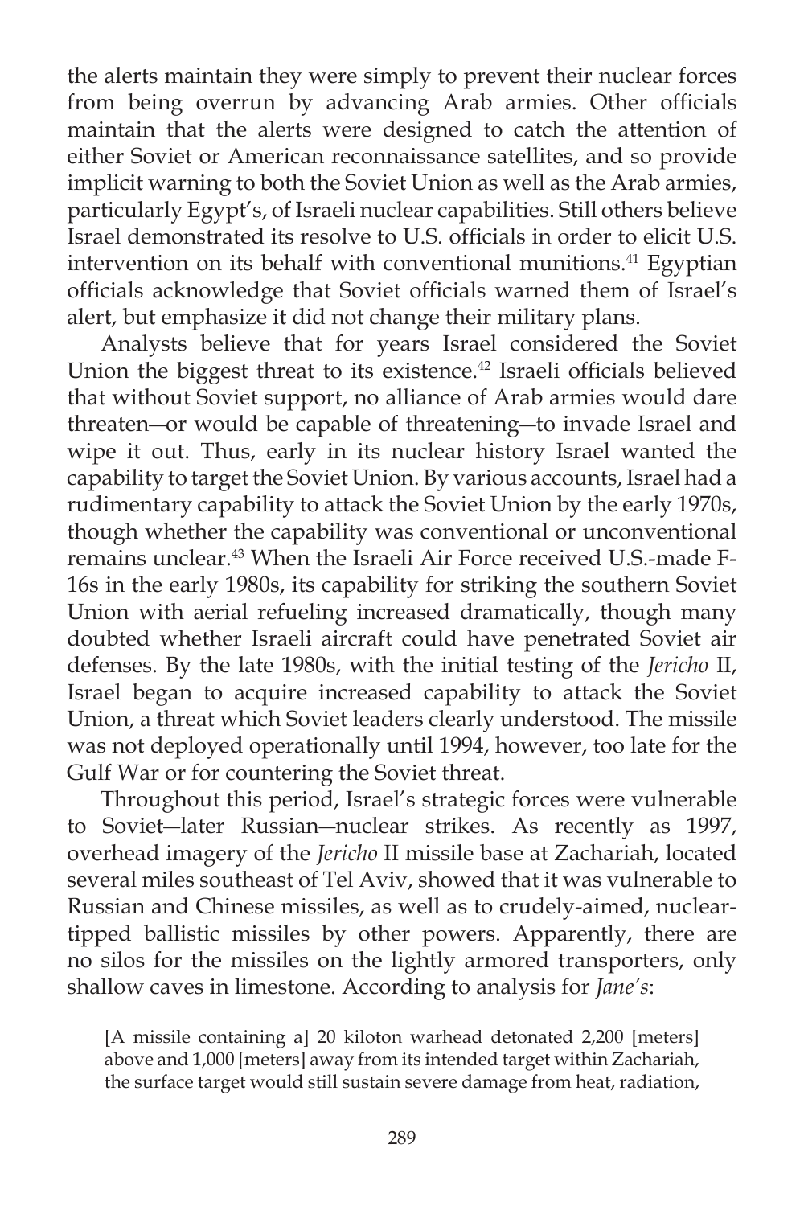the alerts maintain they were simply to prevent their nuclear forces from being overrun by advancing Arab armies. Other officials maintain that the alerts were designed to catch the attention of either Soviet or American reconnaissance satellites, and so provide implicit warning to both the Soviet Union as well as the Arab armies, particularly Egypt's, of Israeli nuclear capabilities. Still others believe Israel demonstrated its resolve to U.S. officials in order to elicit U.S. intervention on its behalf with conventional munitions.[41] Egyptian officials acknowledge that Soviet officials warned them of Israel's alert, but emphasize it did not change their military plans.

Analysts believe that for years Israel considered the Soviet Union the biggest threat to its existence.[42] Israeli officials believed that without Soviet support, no alliance of Arab armies would dare threaten—or would be capable of threatening—to invade Israel and wipe it out. Thus, early in its nuclear history Israel wanted the capability to target the Soviet Union. By various accounts, Israel had a rudimentary capability to attack the Soviet Union by the early 1970s, though whether the capability was conventional or unconventional remains unclear.[43] When the Israeli Air Force received U.S.-made F-16s in the early 1980s, its capability for striking the southern Soviet Union with aerial refueling increased dramatically, though many doubted whether Israeli aircraft could have penetrated Soviet air defenses. By the late 1980s, with the initial testing of the *Jericho* II, Israel began to acquire increased capability to attack the Soviet Union, a threat which Soviet leaders clearly understood. The missile was not deployed operationally until 1994, however, too late for the Gulf War or for countering the Soviet threat.

Throughout this period, Israel's strategic forces were vulnerable to Soviet—later Russian—nuclear strikes. As recently as 1997, overhead imagery of the *Jericho* II missile base at Zachariah, located several miles southeast of Tel Aviv, showed that it was vulnerable to Russian and Chinese missiles, as well as to crudely-aimed, nuclear-tipped ballistic missiles by other powers. Apparently, there are no silos for the missiles on the lightly armored transporters, only shallow caves in limestone. According to analysis for *Jane's*:

> [A missile containing a] 20 kiloton warhead detonated 2,200 [meters] above and 1,000 [meters] away from its intended target within Zachariah, the surface target would still sustain severe damage from heat, radiation,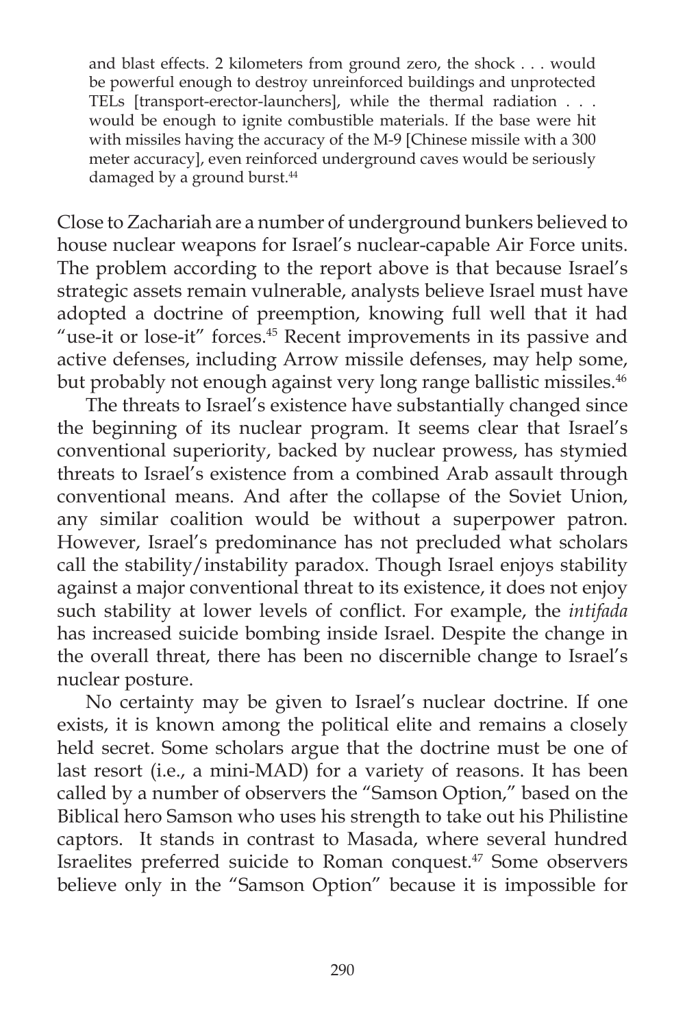> and blast effects. 2 kilometers from ground zero, the shock . . . would be powerful enough to destroy unreinforced buildings and unprotected TELs [transport-erector-launchers], while the thermal radiation . . . would be enough to ignite combustible materials. If the base were hit with missiles having the accuracy of the M-9 [Chinese missile with a 300 meter accuracy], even reinforced underground caves would be seriously damaged by a ground burst.[44]

Close to Zachariah are a number of underground bunkers believed to house nuclear weapons for Israel's nuclear-capable Air Force units. The problem according to the report above is that because Israel's strategic assets remain vulnerable, analysts believe Israel must have adopted a doctrine of preemption, knowing full well that it had "use-it or lose-it" forces.[45] Recent improvements in its passive and active defenses, including Arrow missile defenses, may help some, but probably not enough against very long range ballistic missiles.[46]

The threats to Israel's existence have substantially changed since the beginning of its nuclear program. It seems clear that Israel's conventional superiority, backed by nuclear prowess, has stymied threats to Israel's existence from a combined Arab assault through conventional means. And after the collapse of the Soviet Union, any similar coalition would be without a superpower patron. However, Israel's predominance has not precluded what scholars call the stability/instability paradox. Though Israel enjoys stability against a major conventional threat to its existence, it does not enjoy such stability at lower levels of conflict. For example, the *intifada* has increased suicide bombing inside Israel. Despite the change in the overall threat, there has been no discernible change to Israel's nuclear posture.

No certainty may be given to Israel's nuclear doctrine. If one exists, it is known among the political elite and remains a closely held secret. Some scholars argue that the doctrine must be one of last resort (i.e., a mini-MAD) for a variety of reasons. It has been called by a number of observers the "Samson Option," based on the Biblical hero Samson who uses his strength to take out his Philistine captors. It stands in contrast to Masada, where several hundred Israelites preferred suicide to Roman conquest.[47] Some observers believe only in the "Samson Option" because it is impossible for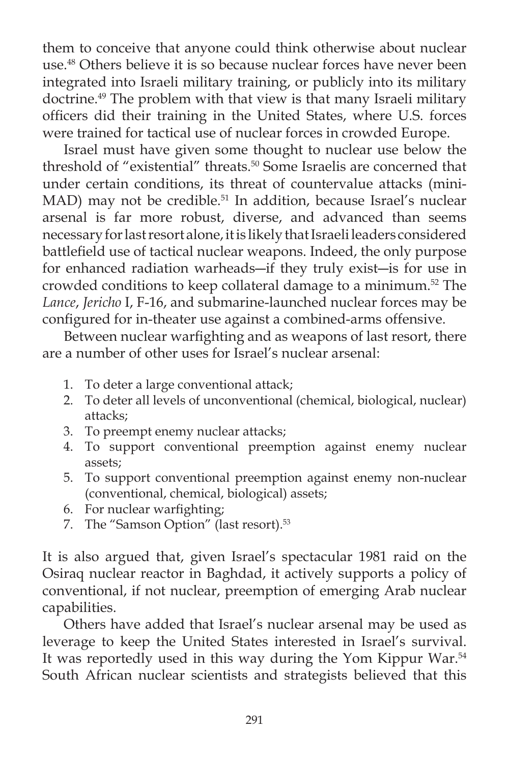them to conceive that anyone could think otherwise about nuclear use.[48] Others believe it is so because nuclear forces have never been integrated into Israeli military training, or publicly into its military doctrine.[49] The problem with that view is that many Israeli military officers did their training in the United States, where U.S. forces were trained for tactical use of nuclear forces in crowded Europe.

Israel must have given some thought to nuclear use below the threshold of "existential" threats.[50] Some Israelis are concerned that under certain conditions, its threat of countervalue attacks (mini-MAD) may not be credible.[51] In addition, because Israel's nuclear arsenal is far more robust, diverse, and advanced than seems necessary for last resort alone, it is likely that Israeli leaders considered battlefield use of tactical nuclear weapons. Indeed, the only purpose for enhanced radiation warheads—if they truly exist—is for use in crowded conditions to keep collateral damage to a minimum.[52] The *Lance*, *Jericho* I, F-16, and submarine-launched nuclear forces may be configured for in-theater use against a combined-arms offensive.

Between nuclear warfighting and as weapons of last resort, there are a number of other uses for Israel's nuclear arsenal:

1. To deter a large conventional attack;
2. To deter all levels of unconventional (chemical, biological, nuclear) attacks;
3. To preempt enemy nuclear attacks;
4. To support conventional preemption against enemy nuclear assets;
5. To support conventional preemption against enemy non-nuclear (conventional, chemical, biological) assets;
6. For nuclear warfighting;
7. The "Samson Option" (last resort).[53]

It is also argued that, given Israel's spectacular 1981 raid on the Osiraq nuclear reactor in Baghdad, it actively supports a policy of conventional, if not nuclear, preemption of emerging Arab nuclear capabilities.

Others have added that Israel's nuclear arsenal may be used as leverage to keep the United States interested in Israel's survival. It was reportedly used in this way during the Yom Kippur War.[54] South African nuclear scientists and strategists believed that this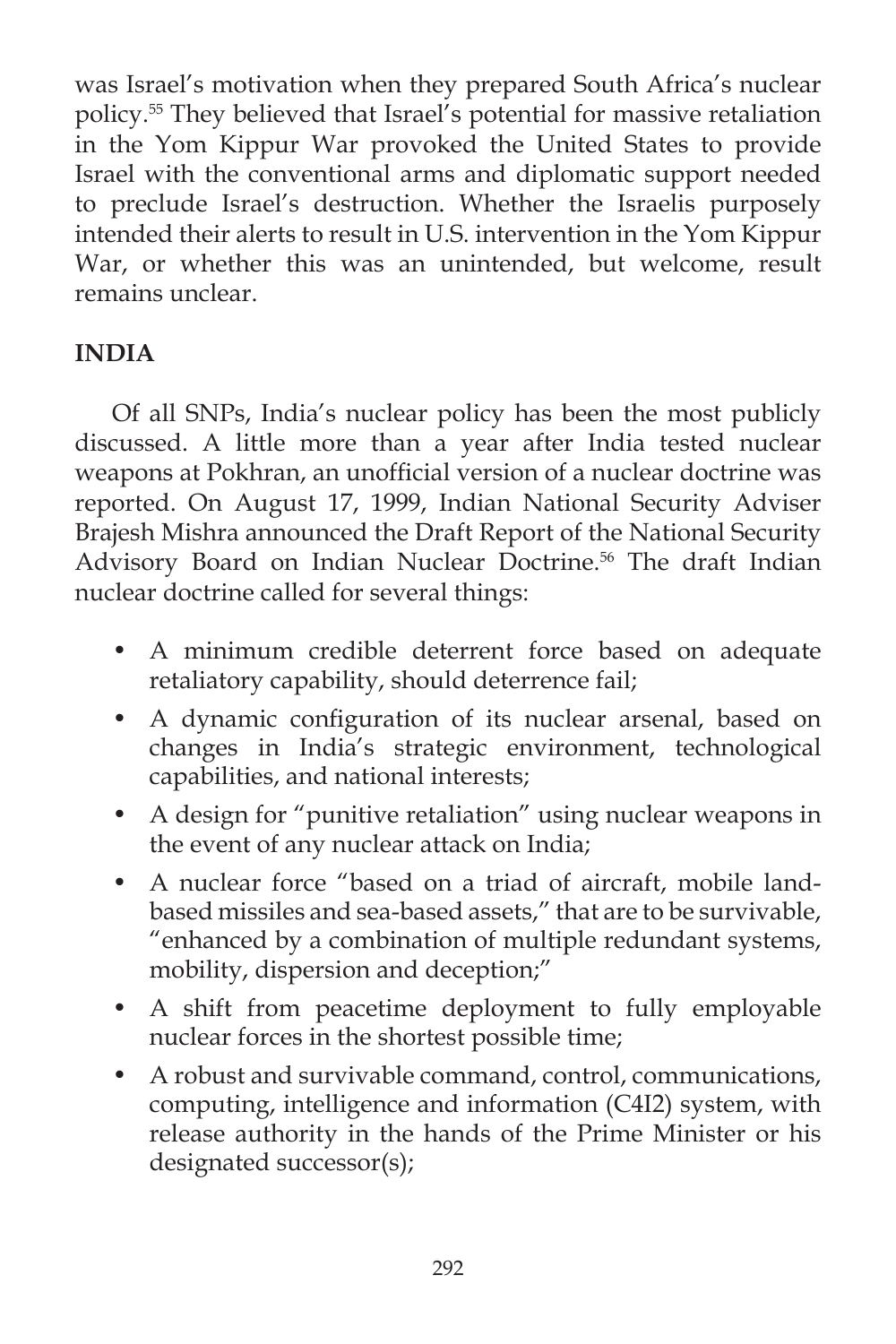was Israel's motivation when they prepared South Africa's nuclear policy.[55] They believed that Israel's potential for massive retaliation in the Yom Kippur War provoked the United States to provide Israel with the conventional arms and diplomatic support needed to preclude Israel's destruction. Whether the Israelis purposely intended their alerts to result in U.S. intervention in the Yom Kippur War, or whether this was an unintended, but welcome, result remains unclear.

## INDIA

Of all SNPs, India's nuclear policy has been the most publicly discussed. A little more than a year after India tested nuclear weapons at Pokhran, an unofficial version of a nuclear doctrine was reported. On August 17, 1999, Indian National Security Adviser Brajesh Mishra announced the Draft Report of the National Security Advisory Board on Indian Nuclear Doctrine.[56] The draft Indian nuclear doctrine called for several things:

- A minimum credible deterrent force based on adequate retaliatory capability, should deterrence fail;
- A dynamic configuration of its nuclear arsenal, based on changes in India's strategic environment, technological capabilities, and national interests;
- A design for "punitive retaliation" using nuclear weapons in the event of any nuclear attack on India;
- A nuclear force "based on a triad of aircraft, mobile land-based missiles and sea-based assets," that are to be survivable, "enhanced by a combination of multiple redundant systems, mobility, dispersion and deception;"
- A shift from peacetime deployment to fully employable nuclear forces in the shortest possible time;
- A robust and survivable command, control, communications, computing, intelligence and information (C4I2) system, with release authority in the hands of the Prime Minister or his designated successor(s);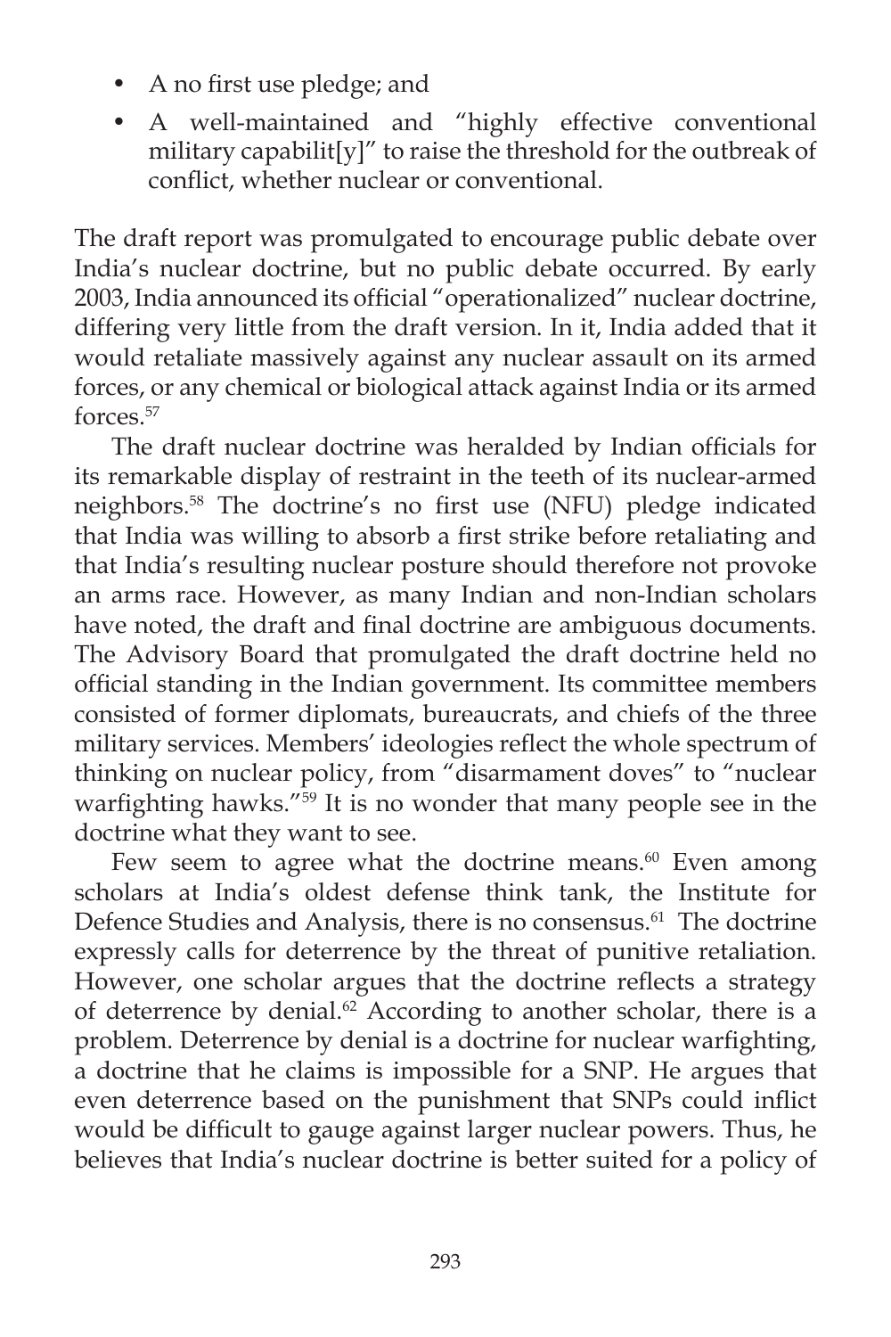- A no first use pledge; and
- A well-maintained and "highly effective conventional military capabilit[y]" to raise the threshold for the outbreak of conflict, whether nuclear or conventional.

The draft report was promulgated to encourage public debate over India's nuclear doctrine, but no public debate occurred. By early 2003, India announced its official "operationalized" nuclear doctrine, differing very little from the draft version. In it, India added that it would retaliate massively against any nuclear assault on its armed forces, or any chemical or biological attack against India or its armed forces.[57]

The draft nuclear doctrine was heralded by Indian officials for its remarkable display of restraint in the teeth of its nuclear-armed neighbors.[58] The doctrine's no first use (NFU) pledge indicated that India was willing to absorb a first strike before retaliating and that India's resulting nuclear posture should therefore not provoke an arms race. However, as many Indian and non-Indian scholars have noted, the draft and final doctrine are ambiguous documents. The Advisory Board that promulgated the draft doctrine held no official standing in the Indian government. Its committee members consisted of former diplomats, bureaucrats, and chiefs of the three military services. Members' ideologies reflect the whole spectrum of thinking on nuclear policy, from "disarmament doves" to "nuclear warfighting hawks."[59] It is no wonder that many people see in the doctrine what they want to see.

Few seem to agree what the doctrine means.[60] Even among scholars at India's oldest defense think tank, the Institute for Defence Studies and Analysis, there is no consensus.[61] The doctrine expressly calls for deterrence by the threat of punitive retaliation. However, one scholar argues that the doctrine reflects a strategy of deterrence by denial.[62] According to another scholar, there is a problem. Deterrence by denial is a doctrine for nuclear warfighting, a doctrine that he claims is impossible for a SNP. He argues that even deterrence based on the punishment that SNPs could inflict would be difficult to gauge against larger nuclear powers. Thus, he believes that India's nuclear doctrine is better suited for a policy of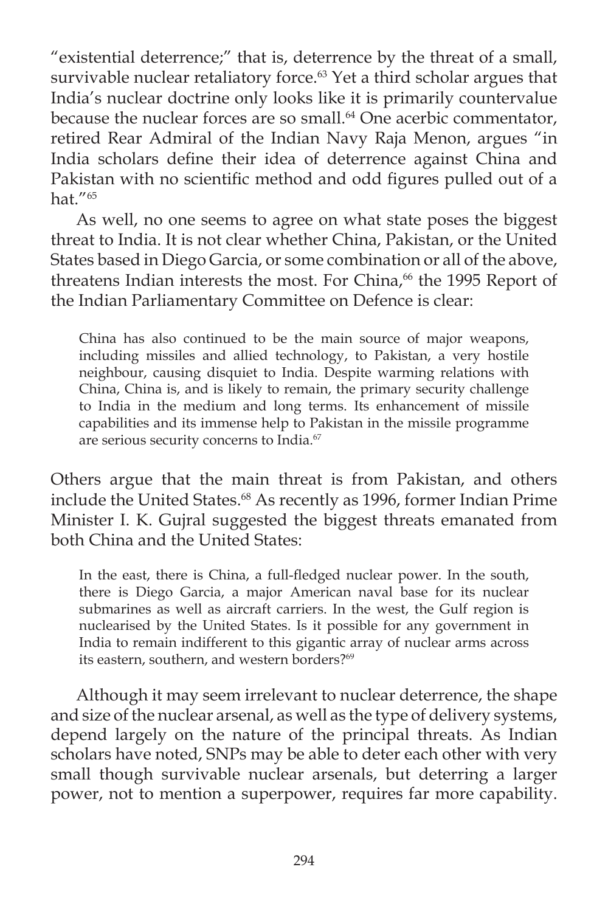"existential deterrence;" that is, deterrence by the threat of a small, survivable nuclear retaliatory force.[63] Yet a third scholar argues that India's nuclear doctrine only looks like it is primarily countervalue because the nuclear forces are so small.[64] One acerbic commentator, retired Rear Admiral of the Indian Navy Raja Menon, argues "in India scholars define their idea of deterrence against China and Pakistan with no scientific method and odd figures pulled out of a hat."[65]

As well, no one seems to agree on what state poses the biggest threat to India. It is not clear whether China, Pakistan, or the United States based in Diego Garcia, or some combination or all of the above, threatens Indian interests the most. For China,[66] the 1995 Report of the Indian Parliamentary Committee on Defence is clear:

> China has also continued to be the main source of major weapons, including missiles and allied technology, to Pakistan, a very hostile neighbour, causing disquiet to India. Despite warming relations with China, China is, and is likely to remain, the primary security challenge to India in the medium and long terms. Its enhancement of missile capabilities and its immense help to Pakistan in the missile programme are serious security concerns to India.[67]

Others argue that the main threat is from Pakistan, and others include the United States.[68] As recently as 1996, former Indian Prime Minister I. K. Gujral suggested the biggest threats emanated from both China and the United States:

> In the east, there is China, a full-fledged nuclear power. In the south, there is Diego Garcia, a major American naval base for its nuclear submarines as well as aircraft carriers. In the west, the Gulf region is nuclearised by the United States. Is it possible for any government in India to remain indifferent to this gigantic array of nuclear arms across its eastern, southern, and western borders?[69]

Although it may seem irrelevant to nuclear deterrence, the shape and size of the nuclear arsenal, as well as the type of delivery systems, depend largely on the nature of the principal threats. As Indian scholars have noted, SNPs may be able to deter each other with very small though survivable nuclear arsenals, but deterring a larger power, not to mention a superpower, requires far more capability.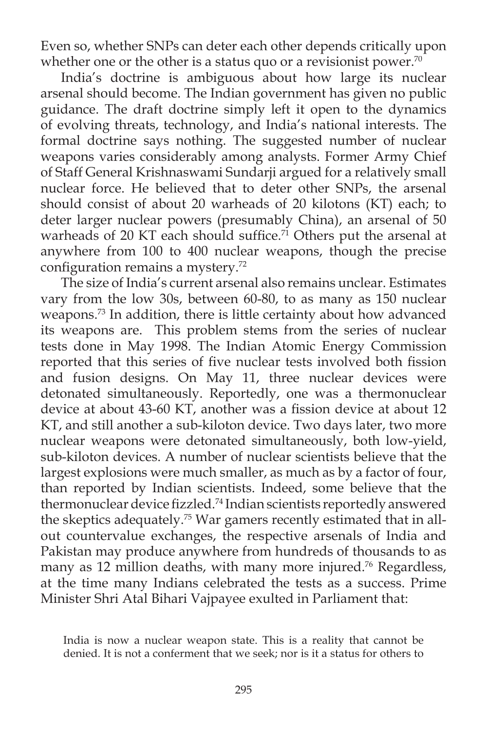Even so, whether SNPs can deter each other depends critically upon whether one or the other is a status quo or a revisionist power.[70]

India's doctrine is ambiguous about how large its nuclear arsenal should become. The Indian government has given no public guidance. The draft doctrine simply left it open to the dynamics of evolving threats, technology, and India's national interests. The formal doctrine says nothing. The suggested number of nuclear weapons varies considerably among analysts. Former Army Chief of Staff General Krishnaswami Sundarji argued for a relatively small nuclear force. He believed that to deter other SNPs, the arsenal should consist of about 20 warheads of 20 kilotons (KT) each; to deter larger nuclear powers (presumably China), an arsenal of 50 warheads of 20 KT each should suffice.[71] Others put the arsenal at anywhere from 100 to 400 nuclear weapons, though the precise configuration remains a mystery.[72]

The size of India's current arsenal also remains unclear. Estimates vary from the low 30s, between 60-80, to as many as 150 nuclear weapons.[73] In addition, there is little certainty about how advanced its weapons are. This problem stems from the series of nuclear tests done in May 1998. The Indian Atomic Energy Commission reported that this series of five nuclear tests involved both fission and fusion designs. On May 11, three nuclear devices were detonated simultaneously. Reportedly, one was a thermonuclear device at about 43-60 KT, another was a fission device at about 12 KT, and still another a sub-kiloton device. Two days later, two more nuclear weapons were detonated simultaneously, both low-yield, sub-kiloton devices. A number of nuclear scientists believe that the largest explosions were much smaller, as much as by a factor of four, than reported by Indian scientists. Indeed, some believe that the thermonuclear device fizzled.[74] Indian scientists reportedly answered the skeptics adequately.[75] War gamers recently estimated that in all-out countervalue exchanges, the respective arsenals of India and Pakistan may produce anywhere from hundreds of thousands to as many as 12 million deaths, with many more injured.[76] Regardless, at the time many Indians celebrated the tests as a success. Prime Minister Shri Atal Bihari Vajpayee exulted in Parliament that:

> India is now a nuclear weapon state. This is a reality that cannot be denied. It is not a conferment that we seek; nor is it a status for others to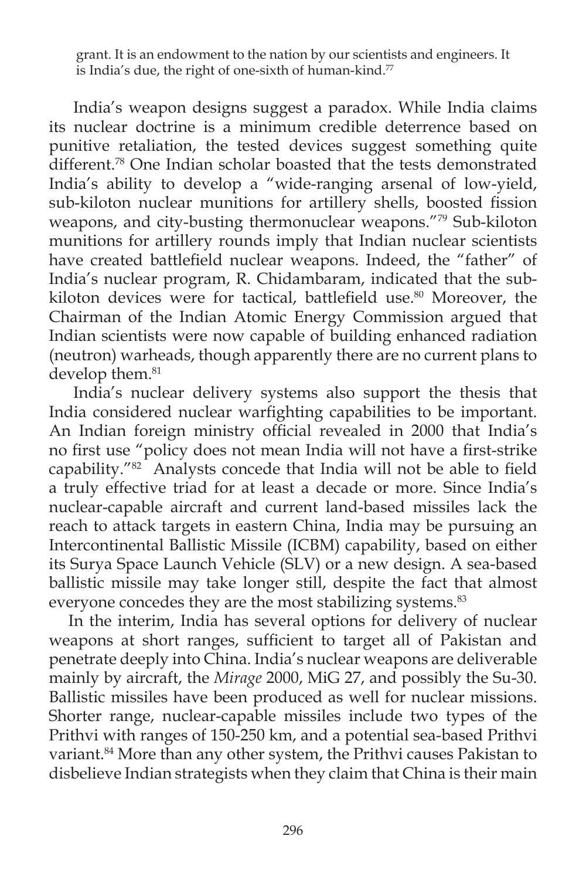> grant. It is an endowment to the nation by our scientists and engineers. It is India's due, the right of one-sixth of human-kind.[77]

India's weapon designs suggest a paradox. While India claims its nuclear doctrine is a minimum credible deterrence based on punitive retaliation, the tested devices suggest something quite different.[78] One Indian scholar boasted that the tests demonstrated India's ability to develop a "wide-ranging arsenal of low-yield, sub-kiloton nuclear munitions for artillery shells, boosted fission weapons, and city-busting thermonuclear weapons."[79] Sub-kiloton munitions for artillery rounds imply that Indian nuclear scientists have created battlefield nuclear weapons. Indeed, the "father" of India's nuclear program, R. Chidambaram, indicated that the sub-kiloton devices were for tactical, battlefield use.[80] Moreover, the Chairman of the Indian Atomic Energy Commission argued that Indian scientists were now capable of building enhanced radiation (neutron) warheads, though apparently there are no current plans to develop them.[81]

India's nuclear delivery systems also support the thesis that India considered nuclear warfighting capabilities to be important. An Indian foreign ministry official revealed in 2000 that India's no first use "policy does not mean India will not have a first-strike capability."[82] Analysts concede that India will not be able to field a truly effective triad for at least a decade or more. Since India's nuclear-capable aircraft and current land-based missiles lack the reach to attack targets in eastern China, India may be pursuing an Intercontinental Ballistic Missile (ICBM) capability, based on either its Surya Space Launch Vehicle (SLV) or a new design. A sea-based ballistic missile may take longer still, despite the fact that almost everyone concedes they are the most stabilizing systems.[83]

In the interim, India has several options for delivery of nuclear weapons at short ranges, sufficient to target all of Pakistan and penetrate deeply into China. India's nuclear weapons are deliverable mainly by aircraft, the *Mirage* 2000, MiG 27, and possibly the Su-30. Ballistic missiles have been produced as well for nuclear missions. Shorter range, nuclear-capable missiles include two types of the Prithvi with ranges of 150-250 km, and a potential sea-based Prithvi variant.[84] More than any other system, the Prithvi causes Pakistan to disbelieve Indian strategists when they claim that China is their main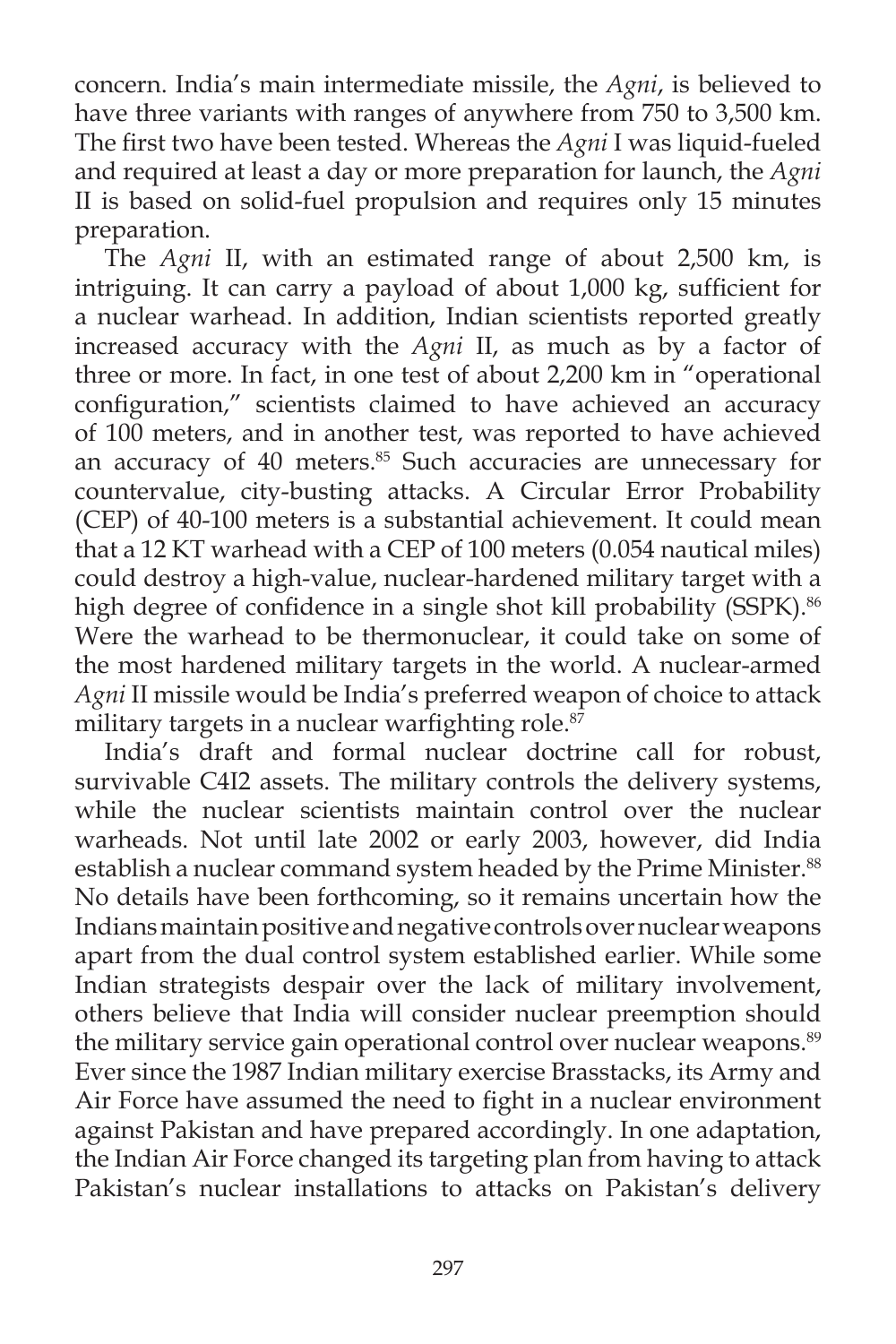concern. India's main intermediate missile, the *Agni*, is believed to have three variants with ranges of anywhere from 750 to 3,500 km. The first two have been tested. Whereas the *Agni* I was liquid-fueled and required at least a day or more preparation for launch, the *Agni* II is based on solid-fuel propulsion and requires only 15 minutes preparation.

The *Agni* II, with an estimated range of about 2,500 km, is intriguing. It can carry a payload of about 1,000 kg, sufficient for a nuclear warhead. In addition, Indian scientists reported greatly increased accuracy with the *Agni* II, as much as by a factor of three or more. In fact, in one test of about 2,200 km in "operational configuration," scientists claimed to have achieved an accuracy of 100 meters, and in another test, was reported to have achieved an accuracy of 40 meters.[85] Such accuracies are unnecessary for countervalue, city-busting attacks. A Circular Error Probability (CEP) of 40-100 meters is a substantial achievement. It could mean that a 12 KT warhead with a CEP of 100 meters (0.054 nautical miles) could destroy a high-value, nuclear-hardened military target with a high degree of confidence in a single shot kill probability (SSPK).[86] Were the warhead to be thermonuclear, it could take on some of the most hardened military targets in the world. A nuclear-armed *Agni* II missile would be India's preferred weapon of choice to attack military targets in a nuclear warfighting role.[87]

India's draft and formal nuclear doctrine call for robust, survivable C4I2 assets. The military controls the delivery systems, while the nuclear scientists maintain control over the nuclear warheads. Not until late 2002 or early 2003, however, did India establish a nuclear command system headed by the Prime Minister.[88] No details have been forthcoming, so it remains uncertain how the Indians maintain positive and negative controls over nuclear weapons apart from the dual control system established earlier. While some Indian strategists despair over the lack of military involvement, others believe that India will consider nuclear preemption should the military service gain operational control over nuclear weapons.[89] Ever since the 1987 Indian military exercise Brasstacks, its Army and Air Force have assumed the need to fight in a nuclear environment against Pakistan and have prepared accordingly. In one adaptation, the Indian Air Force changed its targeting plan from having to attack Pakistan's nuclear installations to attacks on Pakistan's delivery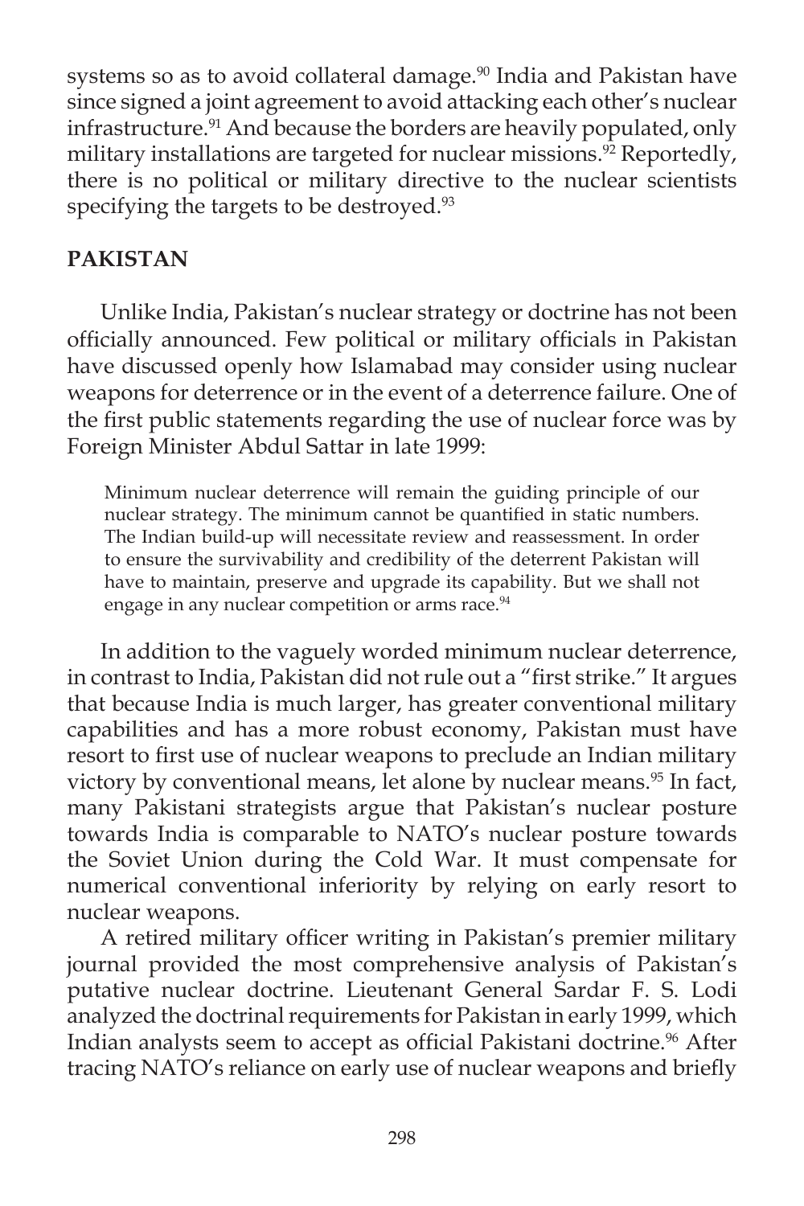systems so as to avoid collateral damage.[90] India and Pakistan have since signed a joint agreement to avoid attacking each other's nuclear infrastructure.[91] And because the borders are heavily populated, only military installations are targeted for nuclear missions.[92] Reportedly, there is no political or military directive to the nuclear scientists specifying the targets to be destroyed.[93]

## PAKISTAN

Unlike India, Pakistan's nuclear strategy or doctrine has not been officially announced. Few political or military officials in Pakistan have discussed openly how Islamabad may consider using nuclear weapons for deterrence or in the event of a deterrence failure. One of the first public statements regarding the use of nuclear force was by Foreign Minister Abdul Sattar in late 1999:

> Minimum nuclear deterrence will remain the guiding principle of our nuclear strategy. The minimum cannot be quantified in static numbers. The Indian build-up will necessitate review and reassessment. In order to ensure the survivability and credibility of the deterrent Pakistan will have to maintain, preserve and upgrade its capability. But we shall not engage in any nuclear competition or arms race.[94]

In addition to the vaguely worded minimum nuclear deterrence, in contrast to India, Pakistan did not rule out a "first strike." It argues that because India is much larger, has greater conventional military capabilities and has a more robust economy, Pakistan must have resort to first use of nuclear weapons to preclude an Indian military victory by conventional means, let alone by nuclear means.[95] In fact, many Pakistani strategists argue that Pakistan's nuclear posture towards India is comparable to NATO's nuclear posture towards the Soviet Union during the Cold War. It must compensate for numerical conventional inferiority by relying on early resort to nuclear weapons.

A retired military officer writing in Pakistan's premier military journal provided the most comprehensive analysis of Pakistan's putative nuclear doctrine. Lieutenant General Sardar F. S. Lodi analyzed the doctrinal requirements for Pakistan in early 1999, which Indian analysts seem to accept as official Pakistani doctrine.[96] After tracing NATO's reliance on early use of nuclear weapons and briefly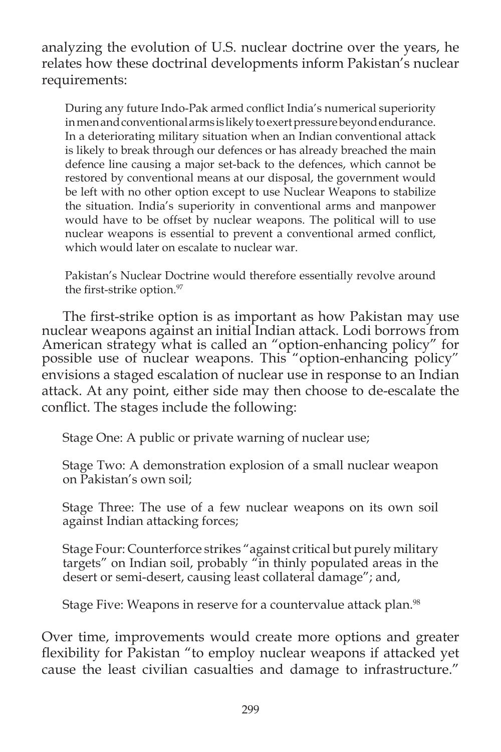analyzing the evolution of U.S. nuclear doctrine over the years, he relates how these doctrinal developments inform Pakistan's nuclear requirements:

> During any future Indo-Pak armed conflict India's numerical superiority in men and conventional arms is likely to exert pressure beyond endurance. In a deteriorating military situation when an Indian conventional attack is likely to break through our defences or has already breached the main defence line causing a major set-back to the defences, which cannot be restored by conventional means at our disposal, the government would be left with no other option except to use Nuclear Weapons to stabilize the situation. India's superiority in conventional arms and manpower would have to be offset by nuclear weapons. The political will to use nuclear weapons is essential to prevent a conventional armed conflict, which would later on escalate to nuclear war.
>
> Pakistan's Nuclear Doctrine would therefore essentially revolve around the first-strike option.[97]

The first-strike option is as important as how Pakistan may use nuclear weapons against an initial Indian attack. Lodi borrows from American strategy what is called an "option-enhancing policy" for possible use of nuclear weapons. This "option-enhancing policy" envisions a staged escalation of nuclear use in response to an Indian attack. At any point, either side may then choose to de-escalate the conflict. The stages include the following:

> Stage One: A public or private warning of nuclear use;
>
> Stage Two: A demonstration explosion of a small nuclear weapon on Pakistan's own soil;
>
> Stage Three: The use of a few nuclear weapons on its own soil against Indian attacking forces;
>
> Stage Four: Counterforce strikes "against critical but purely military targets" on Indian soil, probably "in thinly populated areas in the desert or semi-desert, causing least collateral damage"; and,
>
> Stage Five: Weapons in reserve for a countervalue attack plan.[98]

Over time, improvements would create more options and greater flexibility for Pakistan "to employ nuclear weapons if attacked yet cause the least civilian casualties and damage to infrastructure."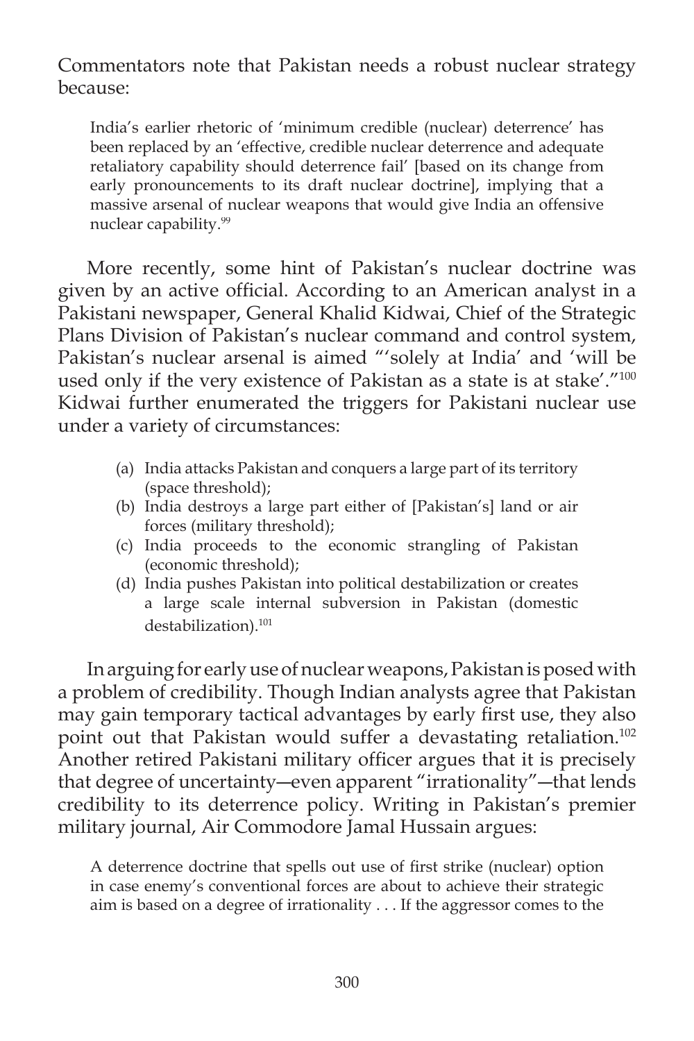Commentators note that Pakistan needs a robust nuclear strategy because:

> India's earlier rhetoric of 'minimum credible (nuclear) deterrence' has been replaced by an 'effective, credible nuclear deterrence and adequate retaliatory capability should deterrence fail' [based on its change from early pronouncements to its draft nuclear doctrine], implying that a massive arsenal of nuclear weapons that would give India an offensive nuclear capability.[99]

More recently, some hint of Pakistan's nuclear doctrine was given by an active official. According to an American analyst in a Pakistani newspaper, General Khalid Kidwai, Chief of the Strategic Plans Division of Pakistan's nuclear command and control system, Pakistan's nuclear arsenal is aimed "'solely at India' and 'will be used only if the very existence of Pakistan as a state is at stake'."[100] Kidwai further enumerated the triggers for Pakistani nuclear use under a variety of circumstances:

> (a) India attacks Pakistan and conquers a large part of its territory (space threshold);
> (b) India destroys a large part either of [Pakistan's] land or air forces (military threshold);
> (c) India proceeds to the economic strangling of Pakistan (economic threshold);
> (d) India pushes Pakistan into political destabilization or creates a large scale internal subversion in Pakistan (domestic destabilization).[101]

In arguing for early use of nuclear weapons, Pakistan is posed with a problem of credibility. Though Indian analysts agree that Pakistan may gain temporary tactical advantages by early first use, they also point out that Pakistan would suffer a devastating retaliation.[102] Another retired Pakistani military officer argues that it is precisely that degree of uncertainty—even apparent "irrationality"—that lends credibility to its deterrence policy. Writing in Pakistan's premier military journal, Air Commodore Jamal Hussain argues:

> A deterrence doctrine that spells out use of first strike (nuclear) option in case enemy's conventional forces are about to achieve their strategic aim is based on a degree of irrationality . . . If the aggressor comes to the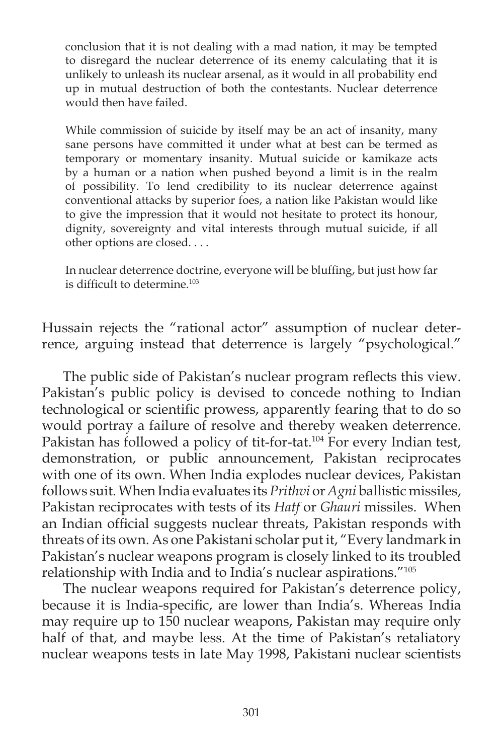> conclusion that it is not dealing with a mad nation, it may be tempted to disregard the nuclear deterrence of its enemy calculating that it is unlikely to unleash its nuclear arsenal, as it would in all probability end up in mutual destruction of both the contestants. Nuclear deterrence would then have failed.
>
> While commission of suicide by itself may be an act of insanity, many sane persons have committed it under what at best can be termed as temporary or momentary insanity. Mutual suicide or kamikaze acts by a human or a nation when pushed beyond a limit is in the realm of possibility. To lend credibility to its nuclear deterrence against conventional attacks by superior foes, a nation like Pakistan would like to give the impression that it would not hesitate to protect its honour, dignity, sovereignty and vital interests through mutual suicide, if all other options are closed. . . .
>
> In nuclear deterrence doctrine, everyone will be bluffing, but just how far is difficult to determine.[103]

Hussain rejects the "rational actor" assumption of nuclear deterrence, arguing instead that deterrence is largely "psychological."

The public side of Pakistan's nuclear program reflects this view. Pakistan's public policy is devised to concede nothing to Indian technological or scientific prowess, apparently fearing that to do so would portray a failure of resolve and thereby weaken deterrence. Pakistan has followed a policy of tit-for-tat.[104] For every Indian test, demonstration, or public announcement, Pakistan reciprocates with one of its own. When India explodes nuclear devices, Pakistan follows suit. When India evaluates its *Prithvi* or *Agni* ballistic missiles, Pakistan reciprocates with tests of its *Hatf* or *Ghauri* missiles. When an Indian official suggests nuclear threats, Pakistan responds with threats of its own. As one Pakistani scholar put it, "Every landmark in Pakistan's nuclear weapons program is closely linked to its troubled relationship with India and to India's nuclear aspirations."[105]

The nuclear weapons required for Pakistan's deterrence policy, because it is India-specific, are lower than India's. Whereas India may require up to 150 nuclear weapons, Pakistan may require only half of that, and maybe less. At the time of Pakistan's retaliatory nuclear weapons tests in late May 1998, Pakistani nuclear scientists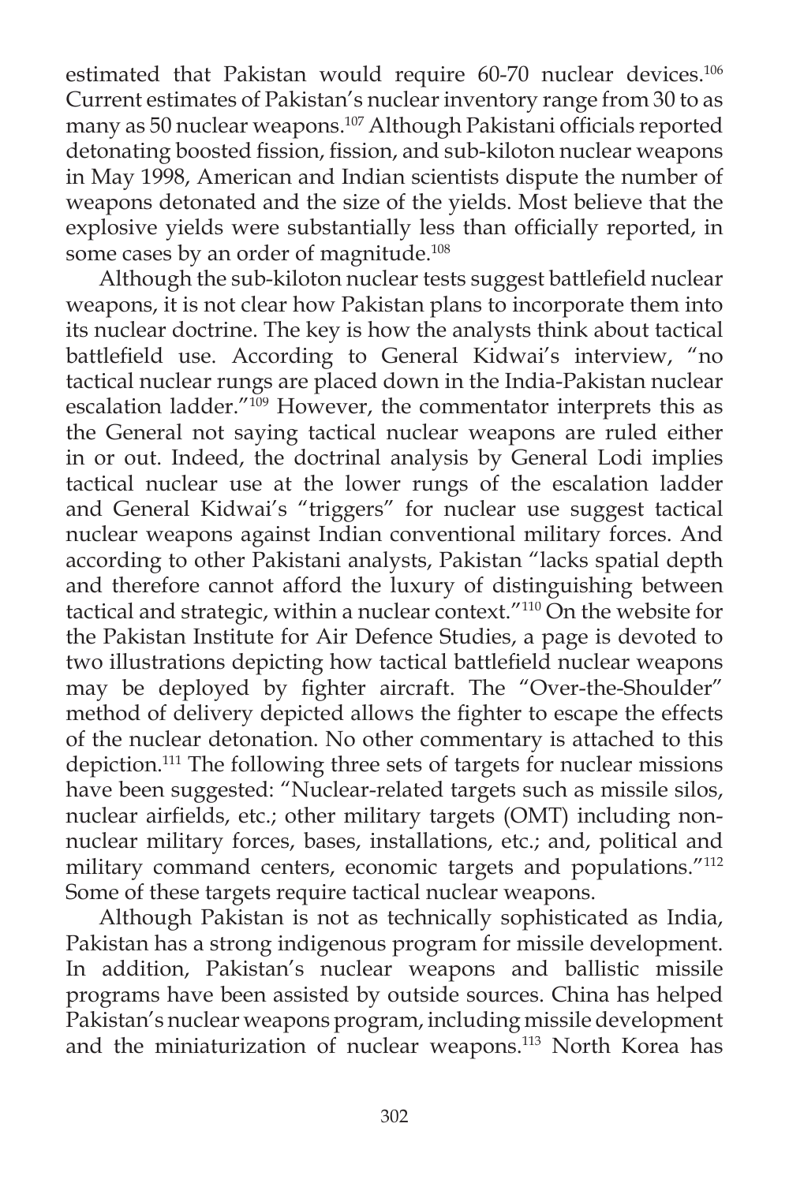estimated that Pakistan would require 60-70 nuclear devices.[106] Current estimates of Pakistan's nuclear inventory range from 30 to as many as 50 nuclear weapons.[107] Although Pakistani officials reported detonating boosted fission, fission, and sub-kiloton nuclear weapons in May 1998, American and Indian scientists dispute the number of weapons detonated and the size of the yields. Most believe that the explosive yields were substantially less than officially reported, in some cases by an order of magnitude.[108]

Although the sub-kiloton nuclear tests suggest battlefield nuclear weapons, it is not clear how Pakistan plans to incorporate them into its nuclear doctrine. The key is how the analysts think about tactical battlefield use. According to General Kidwai's interview, "no tactical nuclear rungs are placed down in the India-Pakistan nuclear escalation ladder."[109] However, the commentator interprets this as the General not saying tactical nuclear weapons are ruled either in or out. Indeed, the doctrinal analysis by General Lodi implies tactical nuclear use at the lower rungs of the escalation ladder and General Kidwai's "triggers" for nuclear use suggest tactical nuclear weapons against Indian conventional military forces. And according to other Pakistani analysts, Pakistan "lacks spatial depth and therefore cannot afford the luxury of distinguishing between tactical and strategic, within a nuclear context."[110] On the website for the Pakistan Institute for Air Defence Studies, a page is devoted to two illustrations depicting how tactical battlefield nuclear weapons may be deployed by fighter aircraft. The "Over-the-Shoulder" method of delivery depicted allows the fighter to escape the effects of the nuclear detonation. No other commentary is attached to this depiction.[111] The following three sets of targets for nuclear missions have been suggested: "Nuclear-related targets such as missile silos, nuclear airfields, etc.; other military targets (OMT) including non-nuclear military forces, bases, installations, etc.; and, political and military command centers, economic targets and populations."[112] Some of these targets require tactical nuclear weapons.

Although Pakistan is not as technically sophisticated as India, Pakistan has a strong indigenous program for missile development. In addition, Pakistan's nuclear weapons and ballistic missile programs have been assisted by outside sources. China has helped Pakistan's nuclear weapons program, including missile development and the miniaturization of nuclear weapons.[113] North Korea has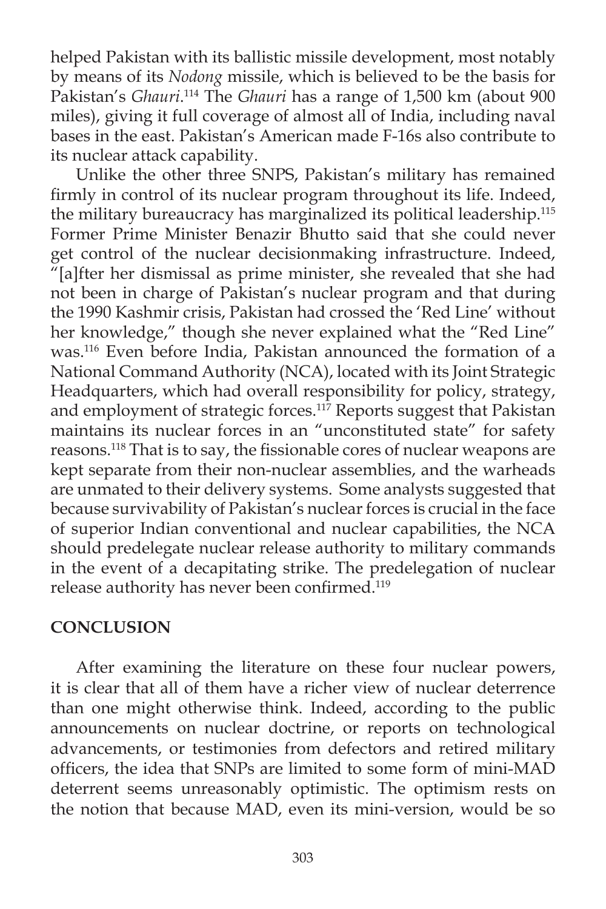helped Pakistan with its ballistic missile development, most notably by means of its *Nodong* missile, which is believed to be the basis for Pakistan's *Ghauri*.[114] The *Ghauri* has a range of 1,500 km (about 900 miles), giving it full coverage of almost all of India, including naval bases in the east. Pakistan's American made F-16s also contribute to its nuclear attack capability.

Unlike the other three SNPS, Pakistan's military has remained firmly in control of its nuclear program throughout its life. Indeed, the military bureaucracy has marginalized its political leadership.[115] Former Prime Minister Benazir Bhutto said that she could never get control of the nuclear decisionmaking infrastructure. Indeed, "[a]fter her dismissal as prime minister, she revealed that she had not been in charge of Pakistan's nuclear program and that during the 1990 Kashmir crisis, Pakistan had crossed the 'Red Line' without her knowledge," though she never explained what the "Red Line" was.[116] Even before India, Pakistan announced the formation of a National Command Authority (NCA), located with its Joint Strategic Headquarters, which had overall responsibility for policy, strategy, and employment of strategic forces.[117] Reports suggest that Pakistan maintains its nuclear forces in an "unconstituted state" for safety reasons.[118] That is to say, the fissionable cores of nuclear weapons are kept separate from their non-nuclear assemblies, and the warheads are unmated to their delivery systems. Some analysts suggested that because survivability of Pakistan's nuclear forces is crucial in the face of superior Indian conventional and nuclear capabilities, the NCA should predelegate nuclear release authority to military commands in the event of a decapitating strike. The predelegation of nuclear release authority has never been confirmed.[119]

## CONCLUSION

After examining the literature on these four nuclear powers, it is clear that all of them have a richer view of nuclear deterrence than one might otherwise think. Indeed, according to the public announcements on nuclear doctrine, or reports on technological advancements, or testimonies from defectors and retired military officers, the idea that SNPs are limited to some form of mini-MAD deterrent seems unreasonably optimistic. The optimism rests on the notion that because MAD, even its mini-version, would be so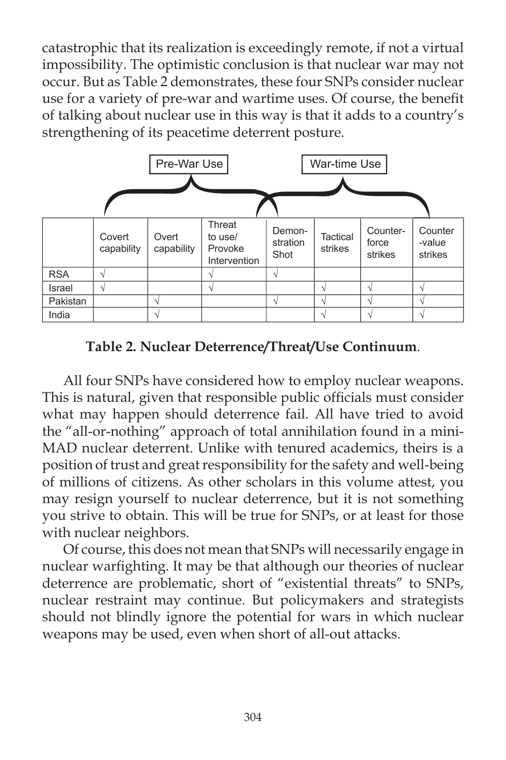catastrophic that its realization is exceedingly remote, if not a virtual impossibility. The optimistic conclusion is that nuclear war may not occur. But as Table 2 demonstrates, these four SNPs consider nuclear use for a variety of pre-war and wartime uses. Of course, the benefit of talking about nuclear use in this way is that it adds to a country's strengthening of its peacetime deterrent posture.

| | Pre-War Use | | | | War-time Use | | |
|---|---|---|---|---|---|---|---|
| | Covert capability | Overt capability | Threat to use/ Provoke Intervention | Demon-stration Shot | Tactical strikes | Counter-force strikes | Counter -value strikes |
| RSA | √ | | √ | √ | | | |
| Israel | √ | | √ | | √ | √ | √ |
| Pakistan | | √ | | √ | √ | √ | √ |
| India | | √ | | | √ | √ | √ |

**Table 2. Nuclear Deterrence/Threat/Use Continuum**.

All four SNPs have considered how to employ nuclear weapons. This is natural, given that responsible public officials must consider what may happen should deterrence fail. All have tried to avoid the "all-or-nothing" approach of total annihilation found in a mini-MAD nuclear deterrent. Unlike with tenured academics, theirs is a position of trust and great responsibility for the safety and well-being of millions of citizens. As other scholars in this volume attest, you may resign yourself to nuclear deterrence, but it is not something you strive to obtain. This will be true for SNPs, or at least for those with nuclear neighbors.

Of course, this does not mean that SNPs will necessarily engage in nuclear warfighting. It may be that although our theories of nuclear deterrence are problematic, short of "existential threats" to SNPs, nuclear restraint may continue. But policymakers and strategists should not blindly ignore the potential for wars in which nuclear weapons may be used, even when short of all-out attacks.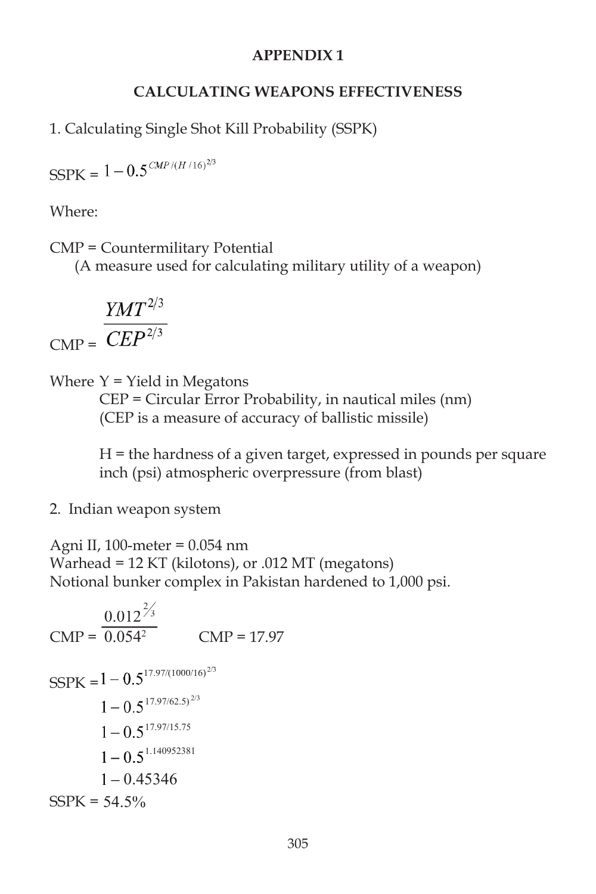**APPENDIX 1**

**CALCULATING WEAPONS EFFECTIVENESS**

1. Calculating Single Shot Kill Probability (SSPK)

SSPK = $1 - 0.5^{CMP/(H/16)^{2/3}}$

Where:

CMP = Countermilitary Potential
(A measure used for calculating military utility of a weapon)

CMP = $\dfrac{YMT^{2/3}}{CEP^{2/3}}$

Where Y = Yield in Megatons
CEP = Circular Error Probability, in nautical miles (nm)
(CEP is a measure of accuracy of ballistic missile)

H = the hardness of a given target, expressed in pounds per square inch (psi) atmospheric overpressure (from blast)

2. Indian weapon system

Agni II, 100-meter = 0.054 nm
Warhead = 12 KT (kilotons), or .012 MT (megatons)
Notional bunker complex in Pakistan hardened to 1,000 psi.

CMP = $\dfrac{0.012^{2/3}}{0.054^{2}}$ CMP = 17.97

SSPK = $1 - 0.5^{17.97/(1000/16)^{2/3}}$

$1 - 0.5^{17.97/62.5)^{2/3}}$

$1 - 0.5^{17.97/15.75}$

$1 - 0.5^{1.140952381}$

$1 - 0.45346$

SSPK = 54.5%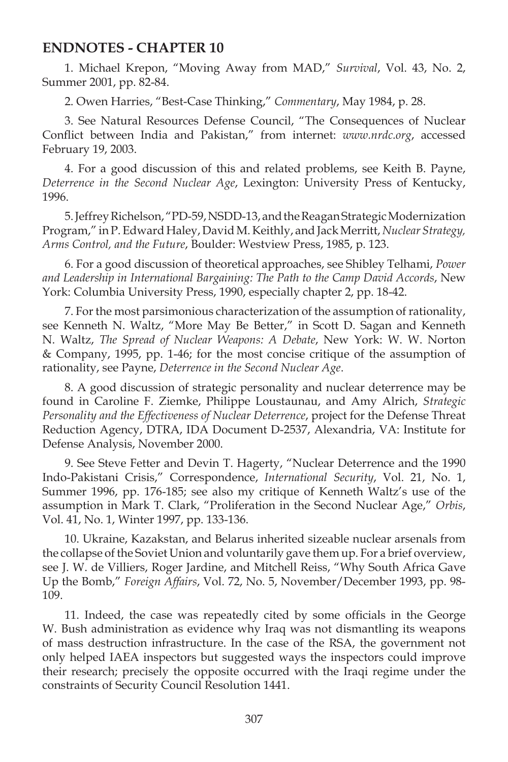## ENDNOTES - CHAPTER 10

1. Michael Krepon, "Moving Away from MAD," *Survival*, Vol. 43, No. 2, Summer 2001, pp. 82-84.

2. Owen Harries, "Best-Case Thinking," *Commentary*, May 1984, p. 28.

3. See Natural Resources Defense Council, "The Consequences of Nuclear Conflict between India and Pakistan," from internet: *www.nrdc.org*, accessed February 19, 2003.

4. For a good discussion of this and related problems, see Keith B. Payne, *Deterrence in the Second Nuclear Age*, Lexington: University Press of Kentucky, 1996.

5. Jeffrey Richelson, "PD-59, NSDD-13, and the Reagan Strategic Modernization Program," in P. Edward Haley, David M. Keithly, and Jack Merritt, *Nuclear Strategy, Arms Control, and the Future*, Boulder: Westview Press, 1985, p. 123.

6. For a good discussion of theoretical approaches, see Shibley Telhami, *Power and Leadership in International Bargaining: The Path to the Camp David Accords*, New York: Columbia University Press, 1990, especially chapter 2, pp. 18-42.

7. For the most parsimonious characterization of the assumption of rationality, see Kenneth N. Waltz, "More May Be Better," in Scott D. Sagan and Kenneth N. Waltz, *The Spread of Nuclear Weapons: A Debate*, New York: W. W. Norton & Company, 1995, pp. 1-46; for the most concise critique of the assumption of rationality, see Payne, *Deterrence in the Second Nuclear Age*.

8. A good discussion of strategic personality and nuclear deterrence may be found in Caroline F. Ziemke, Philippe Loustaunau, and Amy Alrich, *Strategic Personality and the Effectiveness of Nuclear Deterrence*, project for the Defense Threat Reduction Agency, DTRA, IDA Document D-2537, Alexandria, VA: Institute for Defense Analysis, November 2000.

9. See Steve Fetter and Devin T. Hagerty, "Nuclear Deterrence and the 1990 Indo-Pakistani Crisis," Correspondence, *International Security*, Vol. 21, No. 1, Summer 1996, pp. 176-185; see also my critique of Kenneth Waltz's use of the assumption in Mark T. Clark, "Proliferation in the Second Nuclear Age," *Orbis*, Vol. 41, No. 1, Winter 1997, pp. 133-136.

10. Ukraine, Kazakstan, and Belarus inherited sizeable nuclear arsenals from the collapse of the Soviet Union and voluntarily gave them up. For a brief overview, see J. W. de Villiers, Roger Jardine, and Mitchell Reiss, "Why South Africa Gave Up the Bomb," *Foreign Affairs*, Vol. 72, No. 5, November/December 1993, pp. 98-109.

11. Indeed, the case was repeatedly cited by some officials in the George W. Bush administration as evidence why Iraq was not dismantling its weapons of mass destruction infrastructure. In the case of the RSA, the government not only helped IAEA inspectors but suggested ways the inspectors could improve their research; precisely the opposite occurred with the Iraqi regime under the constraints of Security Council Resolution 1441.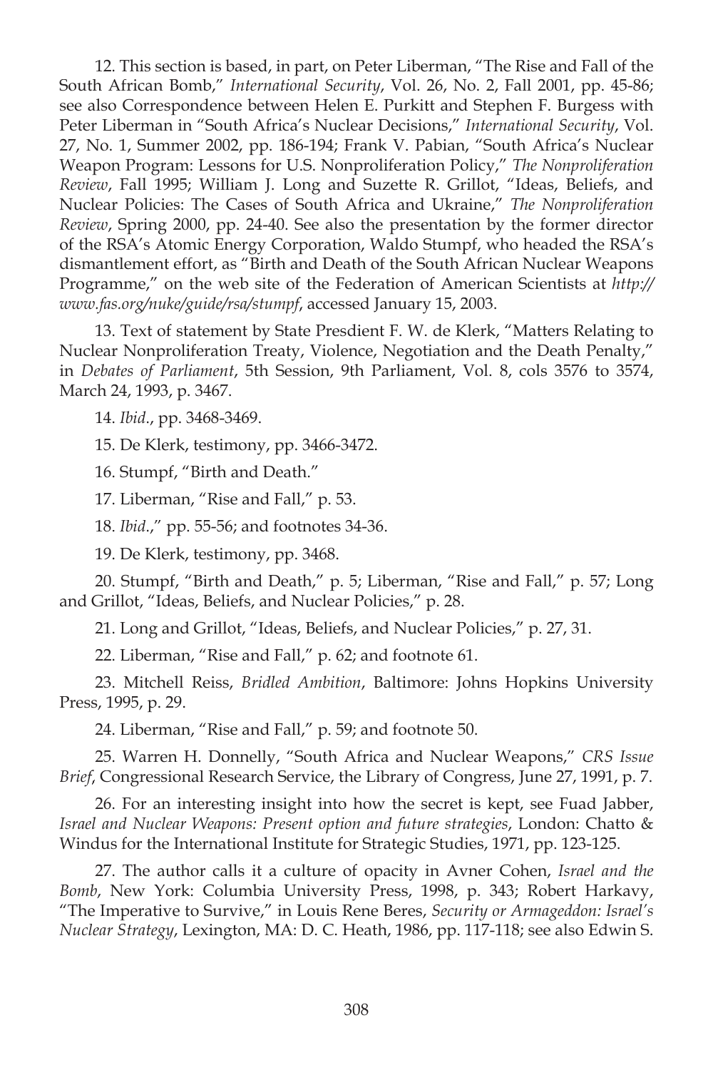12. This section is based, in part, on Peter Liberman, "The Rise and Fall of the South African Bomb," *International Security*, Vol. 26, No. 2, Fall 2001, pp. 45-86; see also Correspondence between Helen E. Purkitt and Stephen F. Burgess with Peter Liberman in "South Africa's Nuclear Decisions," *International Security*, Vol. 27, No. 1, Summer 2002, pp. 186-194; Frank V. Pabian, "South Africa's Nuclear Weapon Program: Lessons for U.S. Nonproliferation Policy," *The Nonproliferation Review*, Fall 1995; William J. Long and Suzette R. Grillot, "Ideas, Beliefs, and Nuclear Policies: The Cases of South Africa and Ukraine," *The Nonproliferation Review*, Spring 2000, pp. 24-40. See also the presentation by the former director of the RSA's Atomic Energy Corporation, Waldo Stumpf, who headed the RSA's dismantlement effort, as "Birth and Death of the South African Nuclear Weapons Programme," on the web site of the Federation of American Scientists at *http://www.fas.org/nuke/guide/rsa/stumpf*, accessed January 15, 2003.

13. Text of statement by State Presdient F. W. de Klerk, "Matters Relating to Nuclear Nonproliferation Treaty, Violence, Negotiation and the Death Penalty," in *Debates of Parliament*, 5th Session, 9th Parliament, Vol. 8, cols 3576 to 3574, March 24, 1993, p. 3467.

14. *Ibid*., pp. 3468-3469.

15. De Klerk, testimony, pp. 3466-3472.

16. Stumpf, "Birth and Death."

17. Liberman, "Rise and Fall," p. 53.

18. *Ibid*.," pp. 55-56; and footnotes 34-36.

19. De Klerk, testimony, pp. 3468.

20. Stumpf, "Birth and Death," p. 5; Liberman, "Rise and Fall," p. 57; Long and Grillot, "Ideas, Beliefs, and Nuclear Policies," p. 28.

21. Long and Grillot, "Ideas, Beliefs, and Nuclear Policies," p. 27, 31.

22. Liberman, "Rise and Fall," p. 62; and footnote 61.

23. Mitchell Reiss, *Bridled Ambition*, Baltimore: Johns Hopkins University Press, 1995, p. 29.

24. Liberman, "Rise and Fall," p. 59; and footnote 50.

25. Warren H. Donnelly, "South Africa and Nuclear Weapons," *CRS Issue Brief*, Congressional Research Service, the Library of Congress, June 27, 1991, p. 7.

26. For an interesting insight into how the secret is kept, see Fuad Jabber, *Israel and Nuclear Weapons: Present option and future strategies*, London: Chatto & Windus for the International Institute for Strategic Studies, 1971, pp. 123-125.

27. The author calls it a culture of opacity in Avner Cohen, *Israel and the Bomb*, New York: Columbia University Press, 1998, p. 343; Robert Harkavy, "The Imperative to Survive," in Louis Rene Beres, *Security or Armageddon: Israel's Nuclear Strategy*, Lexington, MA: D. C. Heath, 1986, pp. 117-118; see also Edwin S.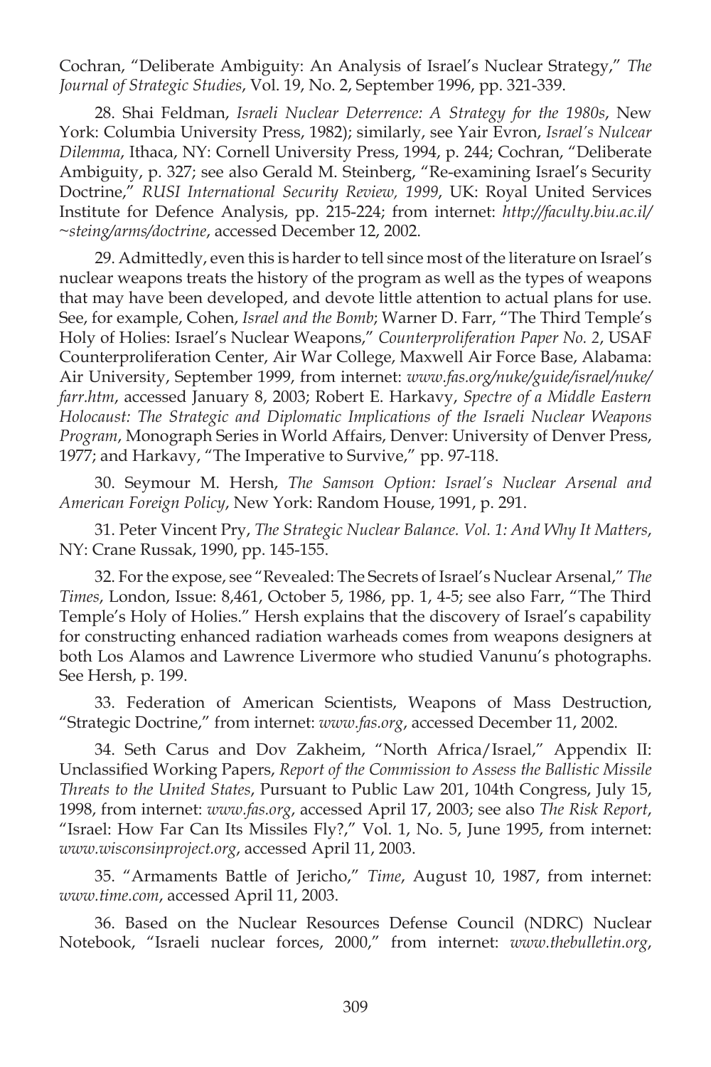Cochran, "Deliberate Ambiguity: An Analysis of Israel's Nuclear Strategy," *The Journal of Strategic Studies*, Vol. 19, No. 2, September 1996, pp. 321-339.

28. Shai Feldman, *Israeli Nuclear Deterrence: A Strategy for the 1980s*, New York: Columbia University Press, 1982); similarly, see Yair Evron, *Israel's Nulcear Dilemma*, Ithaca, NY: Cornell University Press, 1994, p. 244; Cochran, "Deliberate Ambiguity, p. 327; see also Gerald M. Steinberg, "Re-examining Israel's Security Doctrine," *RUSI International Security Review, 1999*, UK: Royal United Services Institute for Defence Analysis, pp. 215-224; from internet: *http://faculty.biu.ac.il/~steing/arms/doctrine*, accessed December 12, 2002.

29. Admittedly, even this is harder to tell since most of the literature on Israel's nuclear weapons treats the history of the program as well as the types of weapons that may have been developed, and devote little attention to actual plans for use. See, for example, Cohen, *Israel and the Bomb*; Warner D. Farr, "The Third Temple's Holy of Holies: Israel's Nuclear Weapons," *Counterproliferation Paper No. 2*, USAF Counterproliferation Center, Air War College, Maxwell Air Force Base, Alabama: Air University, September 1999, from internet: *www.fas.org/nuke/guide/israel/nuke/farr.htm*, accessed January 8, 2003; Robert E. Harkavy, *Spectre of a Middle Eastern Holocaust: The Strategic and Diplomatic Implications of the Israeli Nuclear Weapons Program*, Monograph Series in World Affairs, Denver: University of Denver Press, 1977; and Harkavy, "The Imperative to Survive," pp. 97-118.

30. Seymour M. Hersh, *The Samson Option: Israel's Nuclear Arsenal and American Foreign Policy*, New York: Random House, 1991, p. 291.

31. Peter Vincent Pry, *The Strategic Nuclear Balance. Vol. 1: And Why It Matters*, NY: Crane Russak, 1990, pp. 145-155.

32. For the expose, see "Revealed: The Secrets of Israel's Nuclear Arsenal," *The Times*, London, Issue: 8,461, October 5, 1986, pp. 1, 4-5; see also Farr, "The Third Temple's Holy of Holies." Hersh explains that the discovery of Israel's capability for constructing enhanced radiation warheads comes from weapons designers at both Los Alamos and Lawrence Livermore who studied Vanunu's photographs. See Hersh, p. 199.

33. Federation of American Scientists, Weapons of Mass Destruction, "Strategic Doctrine," from internet: *www.fas.org*, accessed December 11, 2002.

34. Seth Carus and Dov Zakheim, "North Africa/Israel," Appendix II: Unclassified Working Papers, *Report of the Commission to Assess the Ballistic Missile Threats to the United States*, Pursuant to Public Law 201, 104th Congress, July 15, 1998, from internet: *www.fas.org*, accessed April 17, 2003; see also *The Risk Report*, "Israel: How Far Can Its Missiles Fly?," Vol. 1, No. 5, June 1995, from internet: *www.wisconsinproject.org*, accessed April 11, 2003.

35. "Armaments Battle of Jericho," *Time*, August 10, 1987, from internet: *www.time.com*, accessed April 11, 2003.

36. Based on the Nuclear Resources Defense Council (NDRC) Nuclear Notebook, "Israeli nuclear forces, 2000," from internet: *www.thebulletin.org*,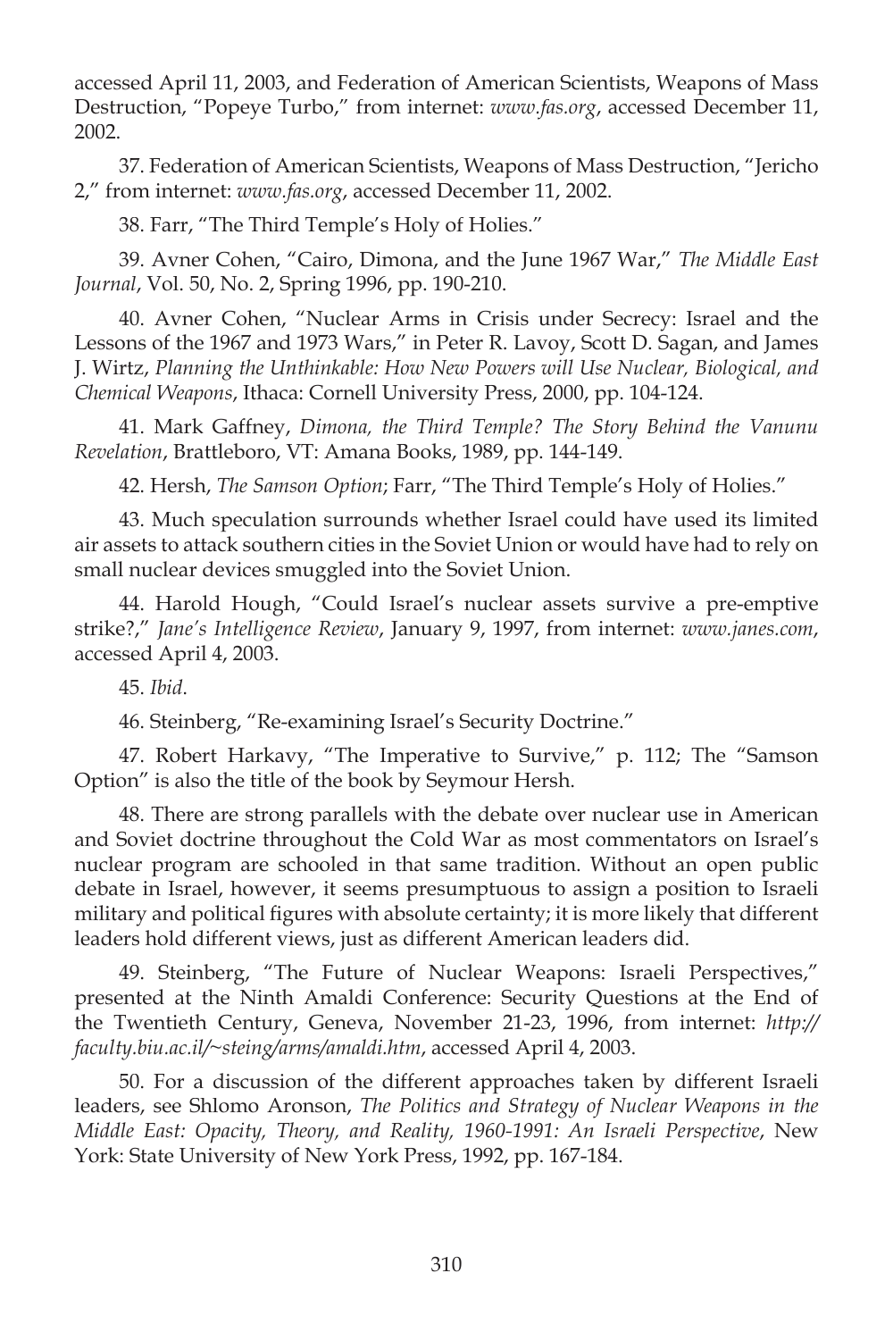accessed April 11, 2003, and Federation of American Scientists, Weapons of Mass Destruction, "Popeye Turbo," from internet: *www.fas.org*, accessed December 11, 2002.

37. Federation of American Scientists, Weapons of Mass Destruction, "Jericho 2," from internet: *www.fas.org*, accessed December 11, 2002.

38. Farr, "The Third Temple's Holy of Holies."

39. Avner Cohen, "Cairo, Dimona, and the June 1967 War," *The Middle East Journal*, Vol. 50, No. 2, Spring 1996, pp. 190-210.

40. Avner Cohen, "Nuclear Arms in Crisis under Secrecy: Israel and the Lessons of the 1967 and 1973 Wars," in Peter R. Lavoy, Scott D. Sagan, and James J. Wirtz, *Planning the Unthinkable: How New Powers will Use Nuclear, Biological, and Chemical Weapons*, Ithaca: Cornell University Press, 2000, pp. 104-124.

41. Mark Gaffney, *Dimona, the Third Temple? The Story Behind the Vanunu Revelation*, Brattleboro, VT: Amana Books, 1989, pp. 144-149.

42. Hersh, *The Samson Option*; Farr, "The Third Temple's Holy of Holies."

43. Much speculation surrounds whether Israel could have used its limited air assets to attack southern cities in the Soviet Union or would have had to rely on small nuclear devices smuggled into the Soviet Union.

44. Harold Hough, "Could Israel's nuclear assets survive a pre-emptive strike?," *Jane's Intelligence Review*, January 9, 1997, from internet: *www.janes.com*, accessed April 4, 2003.

45. *Ibid*.

46. Steinberg, "Re-examining Israel's Security Doctrine."

47. Robert Harkavy, "The Imperative to Survive," p. 112; The "Samson Option" is also the title of the book by Seymour Hersh.

48. There are strong parallels with the debate over nuclear use in American and Soviet doctrine throughout the Cold War as most commentators on Israel's nuclear program are schooled in that same tradition. Without an open public debate in Israel, however, it seems presumptuous to assign a position to Israeli military and political figures with absolute certainty; it is more likely that different leaders hold different views, just as different American leaders did.

49. Steinberg, "The Future of Nuclear Weapons: Israeli Perspectives," presented at the Ninth Amaldi Conference: Security Questions at the End of the Twentieth Century, Geneva, November 21-23, 1996, from internet: *http://faculty.biu.ac.il/~steing/arms/amaldi.htm*, accessed April 4, 2003.

50. For a discussion of the different approaches taken by different Israeli leaders, see Shlomo Aronson, *The Politics and Strategy of Nuclear Weapons in the Middle East: Opacity, Theory, and Reality, 1960-1991: An Israeli Perspective*, New York: State University of New York Press, 1992, pp. 167-184.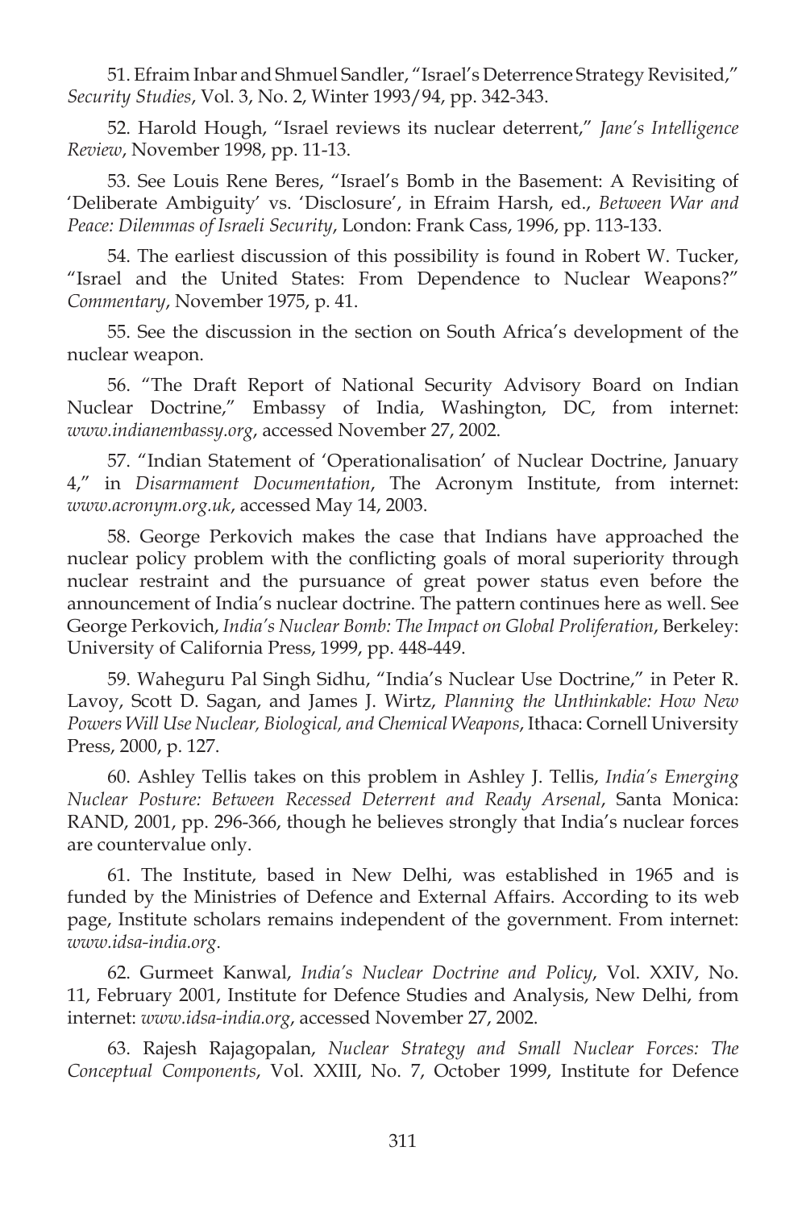51. Efraim Inbar and Shmuel Sandler, "Israel's Deterrence Strategy Revisited," *Security Studies*, Vol. 3, No. 2, Winter 1993/94, pp. 342-343.

52. Harold Hough, "Israel reviews its nuclear deterrent," *Jane's Intelligence Review*, November 1998, pp. 11-13.

53. See Louis Rene Beres, "Israel's Bomb in the Basement: A Revisiting of 'Deliberate Ambiguity' vs. 'Disclosure', in Efraim Harsh, ed., *Between War and Peace: Dilemmas of Israeli Security*, London: Frank Cass, 1996, pp. 113-133.

54. The earliest discussion of this possibility is found in Robert W. Tucker, "Israel and the United States: From Dependence to Nuclear Weapons?" *Commentary*, November 1975, p. 41.

55. See the discussion in the section on South Africa's development of the nuclear weapon.

56. "The Draft Report of National Security Advisory Board on Indian Nuclear Doctrine," Embassy of India, Washington, DC, from internet: *www.indianembassy.org*, accessed November 27, 2002.

57. "Indian Statement of 'Operationalisation' of Nuclear Doctrine, January 4," in *Disarmament Documentation*, The Acronym Institute, from internet: *www.acronym.org.uk*, accessed May 14, 2003.

58. George Perkovich makes the case that Indians have approached the nuclear policy problem with the conflicting goals of moral superiority through nuclear restraint and the pursuance of great power status even before the announcement of India's nuclear doctrine. The pattern continues here as well. See George Perkovich, *India's Nuclear Bomb: The Impact on Global Proliferation*, Berkeley: University of California Press, 1999, pp. 448-449.

59. Waheguru Pal Singh Sidhu, "India's Nuclear Use Doctrine," in Peter R. Lavoy, Scott D. Sagan, and James J. Wirtz, *Planning the Unthinkable: How New Powers Will Use Nuclear, Biological, and Chemical Weapons*, Ithaca: Cornell University Press, 2000, p. 127.

60. Ashley Tellis takes on this problem in Ashley J. Tellis, *India's Emerging Nuclear Posture: Between Recessed Deterrent and Ready Arsenal*, Santa Monica: RAND, 2001, pp. 296-366, though he believes strongly that India's nuclear forces are countervalue only.

61. The Institute, based in New Delhi, was established in 1965 and is funded by the Ministries of Defence and External Affairs. According to its web page, Institute scholars remains independent of the government. From internet: *www.idsa-india.org*.

62. Gurmeet Kanwal, *India's Nuclear Doctrine and Policy*, Vol. XXIV, No. 11, February 2001, Institute for Defence Studies and Analysis, New Delhi, from internet: *www.idsa-india.org*, accessed November 27, 2002.

63. Rajesh Rajagopalan, *Nuclear Strategy and Small Nuclear Forces: The Conceptual Components*, Vol. XXIII, No. 7, October 1999, Institute for Defence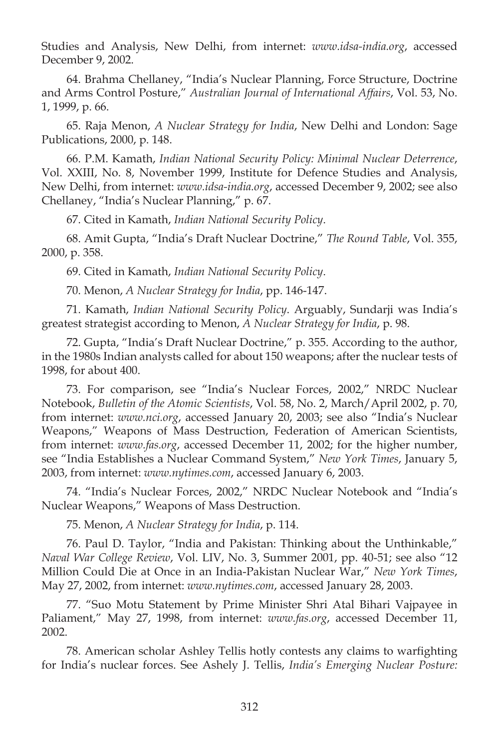Studies and Analysis, New Delhi, from internet: *www.idsa-india.org*, accessed December 9, 2002.

64. Brahma Chellaney, "India's Nuclear Planning, Force Structure, Doctrine and Arms Control Posture," *Australian Journal of International Affairs*, Vol. 53, No. 1, 1999, p. 66.

65. Raja Menon, *A Nuclear Strategy for India*, New Delhi and London: Sage Publications, 2000, p. 148.

66. P.M. Kamath, *Indian National Security Policy: Minimal Nuclear Deterrence*, Vol. XXIII, No. 8, November 1999, Institute for Defence Studies and Analysis, New Delhi, from internet: *www.idsa-india.org*, accessed December 9, 2002; see also Chellaney, "India's Nuclear Planning," p. 67.

67. Cited in Kamath, *Indian National Security Policy*.

68. Amit Gupta, "India's Draft Nuclear Doctrine," *The Round Table*, Vol. 355, 2000, p. 358.

69. Cited in Kamath, *Indian National Security Policy*.

70. Menon, *A Nuclear Strategy for India*, pp. 146-147.

71. Kamath, *Indian National Security Policy*. Arguably, Sundarji was India's greatest strategist according to Menon, *A Nuclear Strategy for India*, p. 98.

72. Gupta, "India's Draft Nuclear Doctrine," p. 355. According to the author, in the 1980s Indian analysts called for about 150 weapons; after the nuclear tests of 1998, for about 400.

73. For comparison, see "India's Nuclear Forces, 2002," NRDC Nuclear Notebook, *Bulletin of the Atomic Scientists*, Vol. 58, No. 2, March/April 2002, p. 70, from internet: *www.nci.org*, accessed January 20, 2003; see also "India's Nuclear Weapons," Weapons of Mass Destruction, Federation of American Scientists, from internet: *www.fas.org*, accessed December 11, 2002; for the higher number, see "India Establishes a Nuclear Command System," *New York Times*, January 5, 2003, from internet: *www.nytimes.com*, accessed January 6, 2003.

74. "India's Nuclear Forces, 2002," NRDC Nuclear Notebook and "India's Nuclear Weapons," Weapons of Mass Destruction.

75. Menon, *A Nuclear Strategy for India*, p. 114.

76. Paul D. Taylor, "India and Pakistan: Thinking about the Unthinkable," *Naval War College Review*, Vol. LIV, No. 3, Summer 2001, pp. 40-51; see also "12 Million Could Die at Once in an India-Pakistan Nuclear War," *New York Times*, May 27, 2002, from internet: *www.nytimes.com*, accessed January 28, 2003.

77. "Suo Motu Statement by Prime Minister Shri Atal Bihari Vajpayee in Paliament," May 27, 1998, from internet: *www.fas.org*, accessed December 11, 2002.

78. American scholar Ashley Tellis hotly contests any claims to warfighting for India's nuclear forces. See Ashely J. Tellis, *India's Emerging Nuclear Posture:*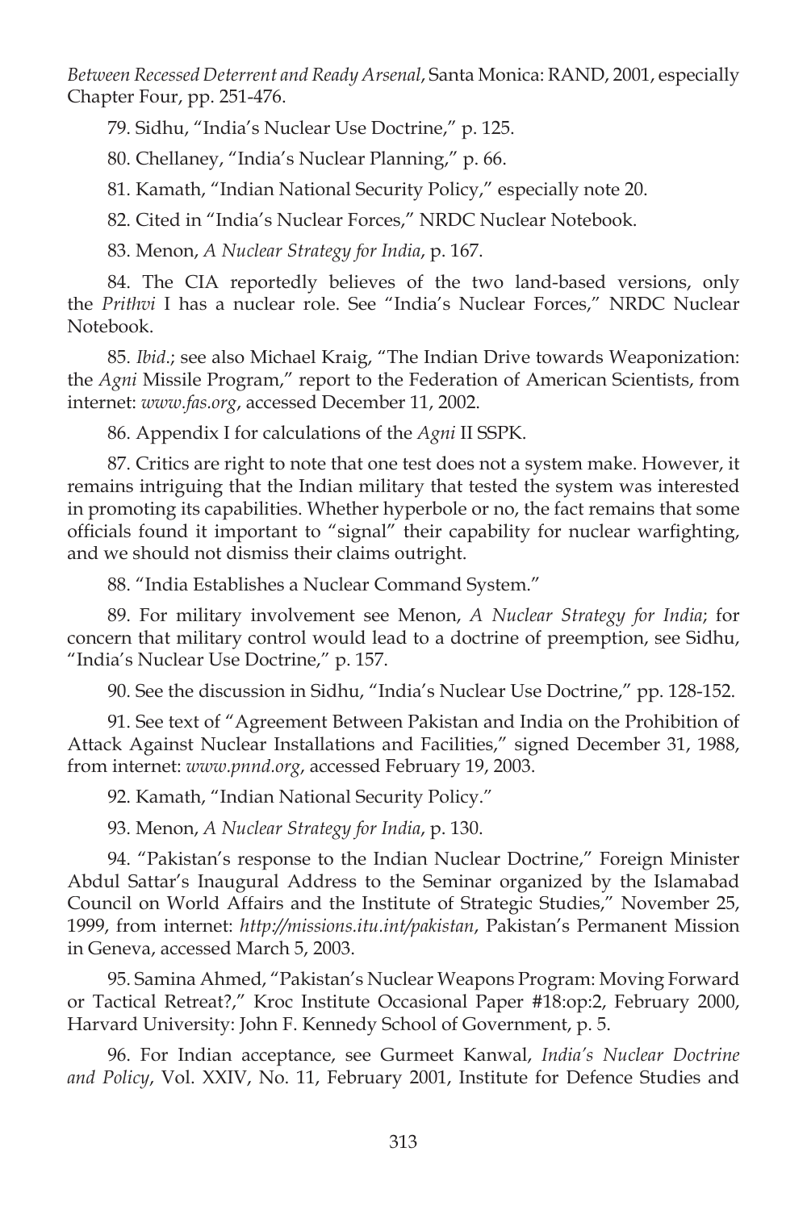*Between Recessed Deterrent and Ready Arsenal*, Santa Monica: RAND, 2001, especially Chapter Four, pp. 251-476.

79. Sidhu, "India's Nuclear Use Doctrine," p. 125.

80. Chellaney, "India's Nuclear Planning," p. 66.

81. Kamath, "Indian National Security Policy," especially note 20.

82. Cited in "India's Nuclear Forces," NRDC Nuclear Notebook.

83. Menon, *A Nuclear Strategy for India*, p. 167.

84. The CIA reportedly believes of the two land-based versions, only the *Prithvi* I has a nuclear role. See "India's Nuclear Forces," NRDC Nuclear Notebook.

85. *Ibid*.; see also Michael Kraig, "The Indian Drive towards Weaponization: the *Agni* Missile Program," report to the Federation of American Scientists, from internet: *www.fas.org*, accessed December 11, 2002.

86. Appendix I for calculations of the *Agni* II SSPK.

87. Critics are right to note that one test does not a system make. However, it remains intriguing that the Indian military that tested the system was interested in promoting its capabilities. Whether hyperbole or no, the fact remains that some officials found it important to "signal" their capability for nuclear warfighting, and we should not dismiss their claims outright.

88. "India Establishes a Nuclear Command System."

89. For military involvement see Menon, *A Nuclear Strategy for India*; for concern that military control would lead to a doctrine of preemption, see Sidhu, "India's Nuclear Use Doctrine," p. 157.

90. See the discussion in Sidhu, "India's Nuclear Use Doctrine," pp. 128-152.

91. See text of "Agreement Between Pakistan and India on the Prohibition of Attack Against Nuclear Installations and Facilities," signed December 31, 1988, from internet: *www.pnnd.org*, accessed February 19, 2003.

92. Kamath, "Indian National Security Policy."

93. Menon, *A Nuclear Strategy for India*, p. 130.

94. "Pakistan's response to the Indian Nuclear Doctrine," Foreign Minister Abdul Sattar's Inaugural Address to the Seminar organized by the Islamabad Council on World Affairs and the Institute of Strategic Studies," November 25, 1999, from internet: *http://missions.itu.int/pakistan*, Pakistan's Permanent Mission in Geneva, accessed March 5, 2003.

95. Samina Ahmed, "Pakistan's Nuclear Weapons Program: Moving Forward or Tactical Retreat?," Kroc Institute Occasional Paper #18:op:2, February 2000, Harvard University: John F. Kennedy School of Government, p. 5.

96. For Indian acceptance, see Gurmeet Kanwal, *India's Nuclear Doctrine and Policy*, Vol. XXIV, No. 11, February 2001, Institute for Defence Studies and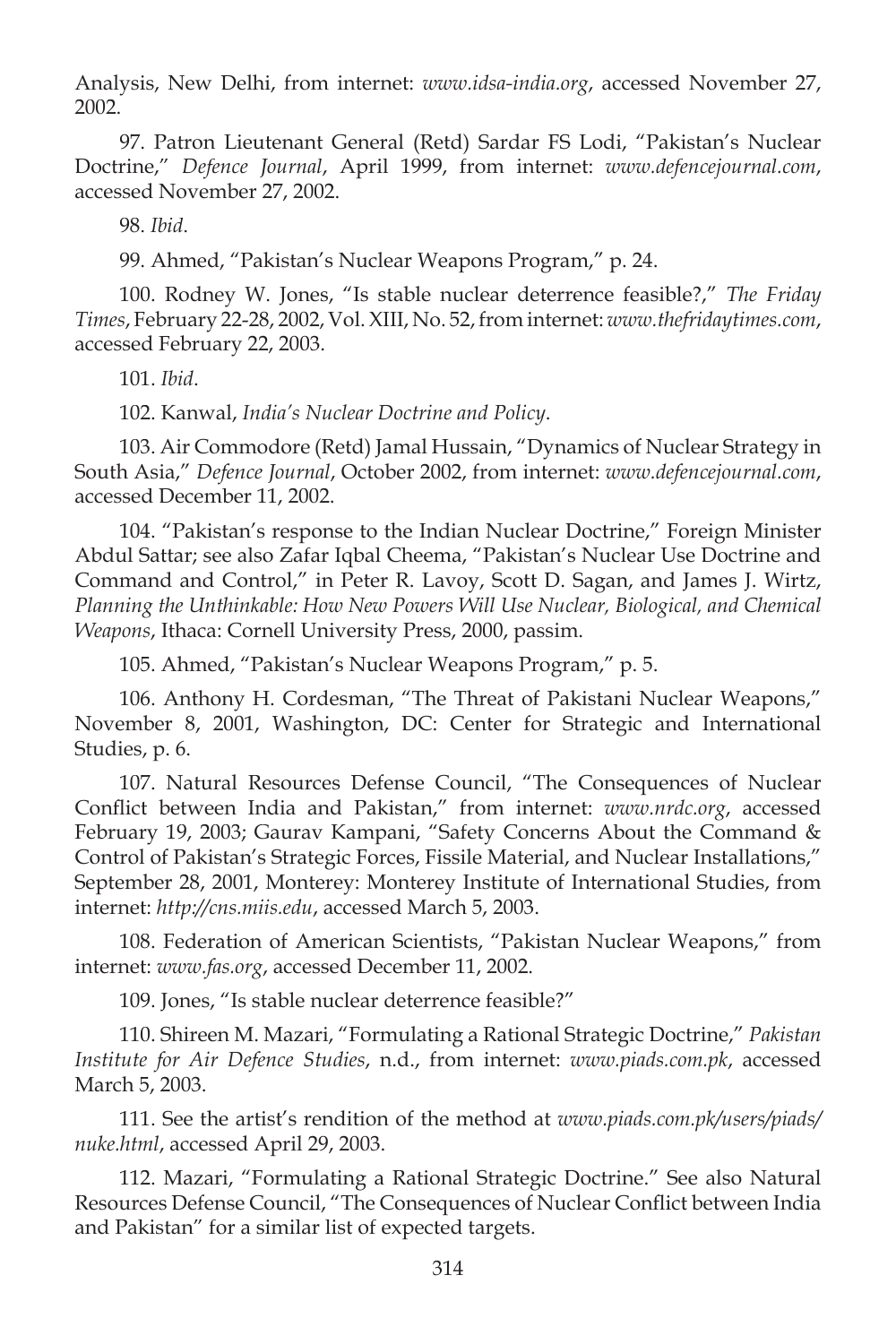Analysis, New Delhi, from internet: *www.idsa-india.org*, accessed November 27, 2002.

97. Patron Lieutenant General (Retd) Sardar FS Lodi, "Pakistan's Nuclear Doctrine," *Defence Journal*, April 1999, from internet: *www.defencejournal.com*, accessed November 27, 2002.

98. *Ibid*.

99. Ahmed, "Pakistan's Nuclear Weapons Program," p. 24.

100. Rodney W. Jones, "Is stable nuclear deterrence feasible?," *The Friday Times*, February 22-28, 2002, Vol. XIII, No. 52, from internet: *www.thefridaytimes.com*, accessed February 22, 2003.

101. *Ibid*.

102. Kanwal, *India's Nuclear Doctrine and Policy*.

103. Air Commodore (Retd) Jamal Hussain, "Dynamics of Nuclear Strategy in South Asia," *Defence Journal*, October 2002, from internet: *www.defencejournal.com*, accessed December 11, 2002.

104. "Pakistan's response to the Indian Nuclear Doctrine," Foreign Minister Abdul Sattar; see also Zafar Iqbal Cheema, "Pakistan's Nuclear Use Doctrine and Command and Control," in Peter R. Lavoy, Scott D. Sagan, and James J. Wirtz, *Planning the Unthinkable: How New Powers Will Use Nuclear, Biological, and Chemical Weapons*, Ithaca: Cornell University Press, 2000, passim.

105. Ahmed, "Pakistan's Nuclear Weapons Program," p. 5.

106. Anthony H. Cordesman, "The Threat of Pakistani Nuclear Weapons," November 8, 2001, Washington, DC: Center for Strategic and International Studies, p. 6.

107. Natural Resources Defense Council, "The Consequences of Nuclear Conflict between India and Pakistan," from internet: *www.nrdc.org*, accessed February 19, 2003; Gaurav Kampani, "Safety Concerns About the Command & Control of Pakistan's Strategic Forces, Fissile Material, and Nuclear Installations," September 28, 2001, Monterey: Monterey Institute of International Studies, from internet: *http://cns.miis.edu*, accessed March 5, 2003.

108. Federation of American Scientists, "Pakistan Nuclear Weapons," from internet: *www.fas.org*, accessed December 11, 2002.

109. Jones, "Is stable nuclear deterrence feasible?"

110. Shireen M. Mazari, "Formulating a Rational Strategic Doctrine," *Pakistan Institute for Air Defence Studies*, n.d., from internet: *www.piads.com.pk*, accessed March 5, 2003.

111. See the artist's rendition of the method at *www.piads.com.pk/users/piads/nuke.html*, accessed April 29, 2003.

112. Mazari, "Formulating a Rational Strategic Doctrine." See also Natural Resources Defense Council, "The Consequences of Nuclear Conflict between India and Pakistan" for a similar list of expected targets.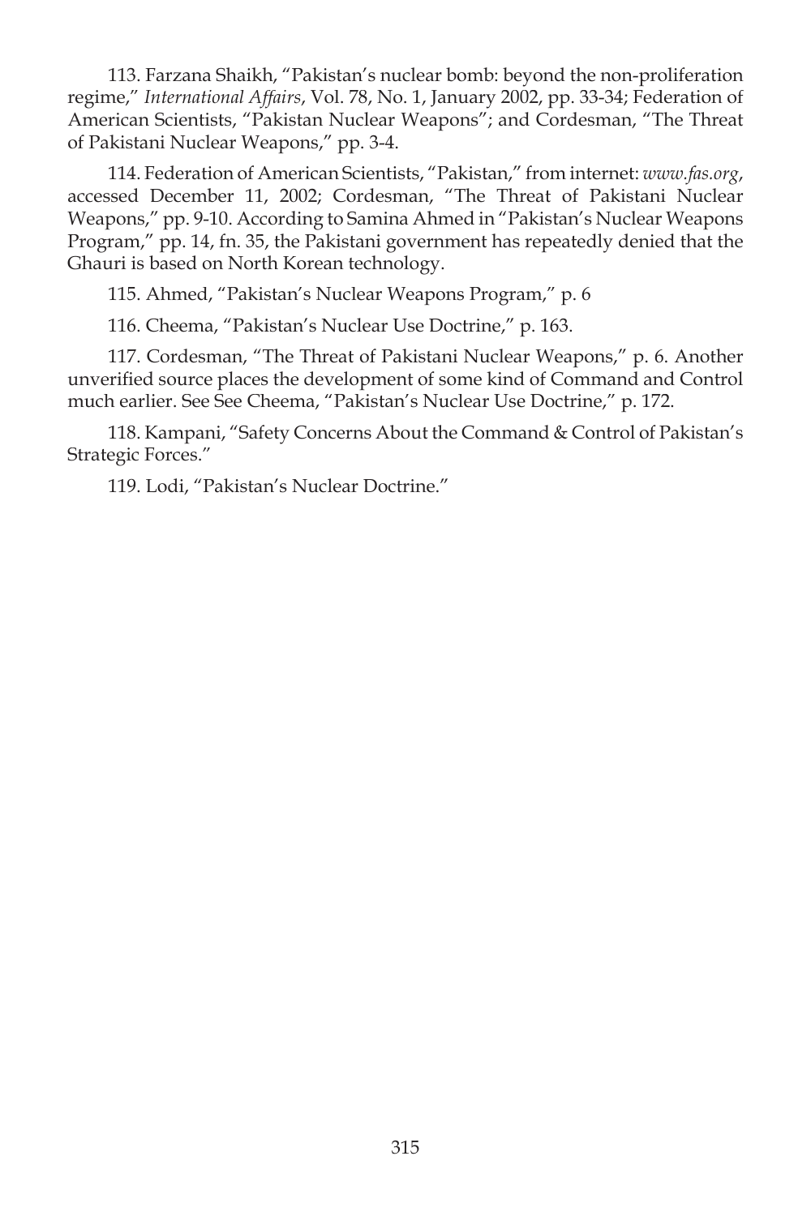113. Farzana Shaikh, "Pakistan's nuclear bomb: beyond the non-proliferation regime," *International Affairs*, Vol. 78, No. 1, January 2002, pp. 33-34; Federation of American Scientists, "Pakistan Nuclear Weapons"; and Cordesman, "The Threat of Pakistani Nuclear Weapons," pp. 3-4.

114. Federation of American Scientists, "Pakistan," from internet: *www.fas.org*, accessed December 11, 2002; Cordesman, "The Threat of Pakistani Nuclear Weapons," pp. 9-10. According to Samina Ahmed in "Pakistan's Nuclear Weapons Program," pp. 14, fn. 35, the Pakistani government has repeatedly denied that the Ghauri is based on North Korean technology.

115. Ahmed, "Pakistan's Nuclear Weapons Program," p. 6

116. Cheema, "Pakistan's Nuclear Use Doctrine," p. 163.

117. Cordesman, "The Threat of Pakistani Nuclear Weapons," p. 6. Another unverified source places the development of some kind of Command and Control much earlier. See See Cheema, "Pakistan's Nuclear Use Doctrine," p. 172.

118. Kampani, "Safety Concerns About the Command & Control of Pakistan's Strategic Forces."

119. Lodi, "Pakistan's Nuclear Doctrine."